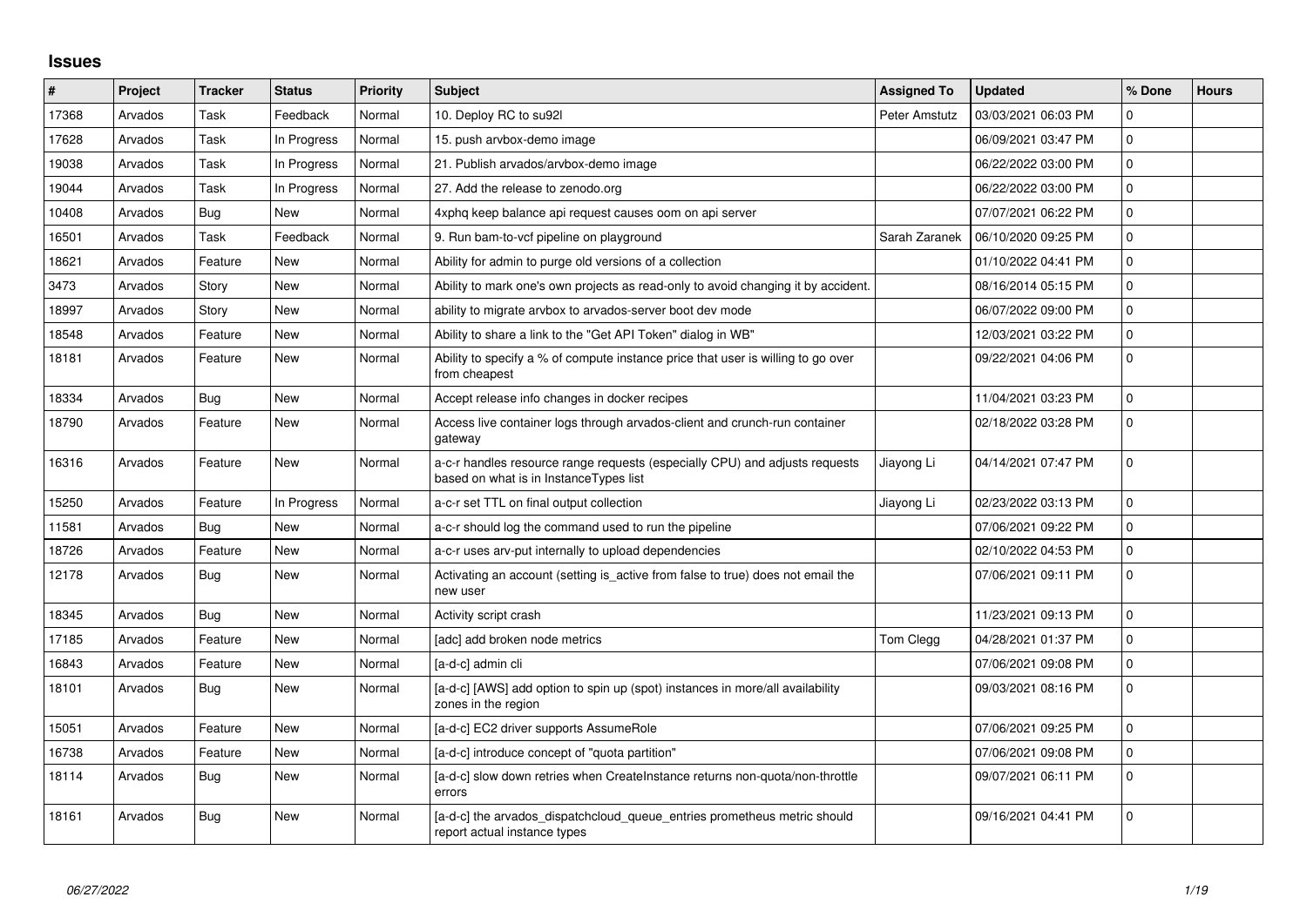## Issues

| # | Project | Tracker | Status | Priority | Subject | Assigned To | Updated | % Done | Hours |
|---|---|---|---|---|---|---|---|---|---|
| 17368 | Arvados | Task | Feedback | Normal | 10. Deploy RC to su92l | Peter Amstutz | 03/03/2021 06:03 PM | 0 | |
| 17628 | Arvados | Task | In Progress | Normal | 15. push arvbox-demo image | | 06/09/2021 03:47 PM | 0 | |
| 19038 | Arvados | Task | In Progress | Normal | 21. Publish arvados/arvbox-demo image | | 06/22/2022 03:00 PM | 0 | |
| 19044 | Arvados | Task | In Progress | Normal | 27. Add the release to zenodo.org | | 06/22/2022 03:00 PM | 0 | |
| 10408 | Arvados | Bug | New | Normal | 4xphq keep balance api request causes oom on api server | | 07/07/2021 06:22 PM | 0 | |
| 16501 | Arvados | Task | Feedback | Normal | 9. Run bam-to-vcf pipeline on playground | Sarah Zaranek | 06/10/2020 09:25 PM | 0 | |
| 18621 | Arvados | Feature | New | Normal | Ability for admin to purge old versions of a collection | | 01/10/2022 04:41 PM | 0 | |
| 3473 | Arvados | Story | New | Normal | Ability to mark one's own projects as read-only to avoid changing it by accident. | | 08/16/2014 05:15 PM | 0 | |
| 18997 | Arvados | Story | New | Normal | ability to migrate arvbox to arvados-server boot dev mode | | 06/07/2022 09:00 PM | 0 | |
| 18548 | Arvados | Feature | New | Normal | Ability to share a link to the "Get API Token" dialog in WB" | | 12/03/2021 03:22 PM | 0 | |
| 18181 | Arvados | Feature | New | Normal | Ability to specify a % of compute instance price that user is willing to go over from cheapest | | 09/22/2021 04:06 PM | 0 | |
| 18334 | Arvados | Bug | New | Normal | Accept release info changes in docker recipes | | 11/04/2021 03:23 PM | 0 | |
| 18790 | Arvados | Feature | New | Normal | Access live container logs through arvados-client and crunch-run container gateway | | 02/18/2022 03:28 PM | 0 | |
| 16316 | Arvados | Feature | New | Normal | a-c-r handles resource range requests (especially CPU) and adjusts requests based on what is in InstanceTypes list | Jiayong Li | 04/14/2021 07:47 PM | 0 | |
| 15250 | Arvados | Feature | In Progress | Normal | a-c-r set TTL on final output collection | Jiayong Li | 02/23/2022 03:13 PM | 0 | |
| 11581 | Arvados | Bug | New | Normal | a-c-r should log the command used to run the pipeline | | 07/06/2021 09:22 PM | 0 | |
| 18726 | Arvados | Feature | New | Normal | a-c-r uses arv-put internally to upload dependencies | | 02/10/2022 04:53 PM | 0 | |
| 12178 | Arvados | Bug | New | Normal | Activating an account (setting is_active from false to true) does not email the new user | | 07/06/2021 09:11 PM | 0 | |
| 18345 | Arvados | Bug | New | Normal | Activity script crash | | 11/23/2021 09:13 PM | 0 | |
| 17185 | Arvados | Feature | New | Normal | [adc] add broken node metrics | Tom Clegg | 04/28/2021 01:37 PM | 0 | |
| 16843 | Arvados | Feature | New | Normal | [a-d-c] admin cli | | 07/06/2021 09:08 PM | 0 | |
| 18101 | Arvados | Bug | New | Normal | [a-d-c] [AWS] add option to spin up (spot) instances in more/all availability zones in the region | | 09/03/2021 08:16 PM | 0 | |
| 15051 | Arvados | Feature | New | Normal | [a-d-c] EC2 driver supports AssumeRole | | 07/06/2021 09:25 PM | 0 | |
| 16738 | Arvados | Feature | New | Normal | [a-d-c] introduce concept of "quota partition" | | 07/06/2021 09:08 PM | 0 | |
| 18114 | Arvados | Bug | New | Normal | [a-d-c] slow down retries when CreateInstance returns non-quota/non-throttle errors | | 09/07/2021 06:11 PM | 0 | |
| 18161 | Arvados | Bug | New | Normal | [a-d-c] the arvados_dispatchcloud_queue_entries prometheus metric should report actual instance types | | 09/16/2021 04:41 PM | 0 | |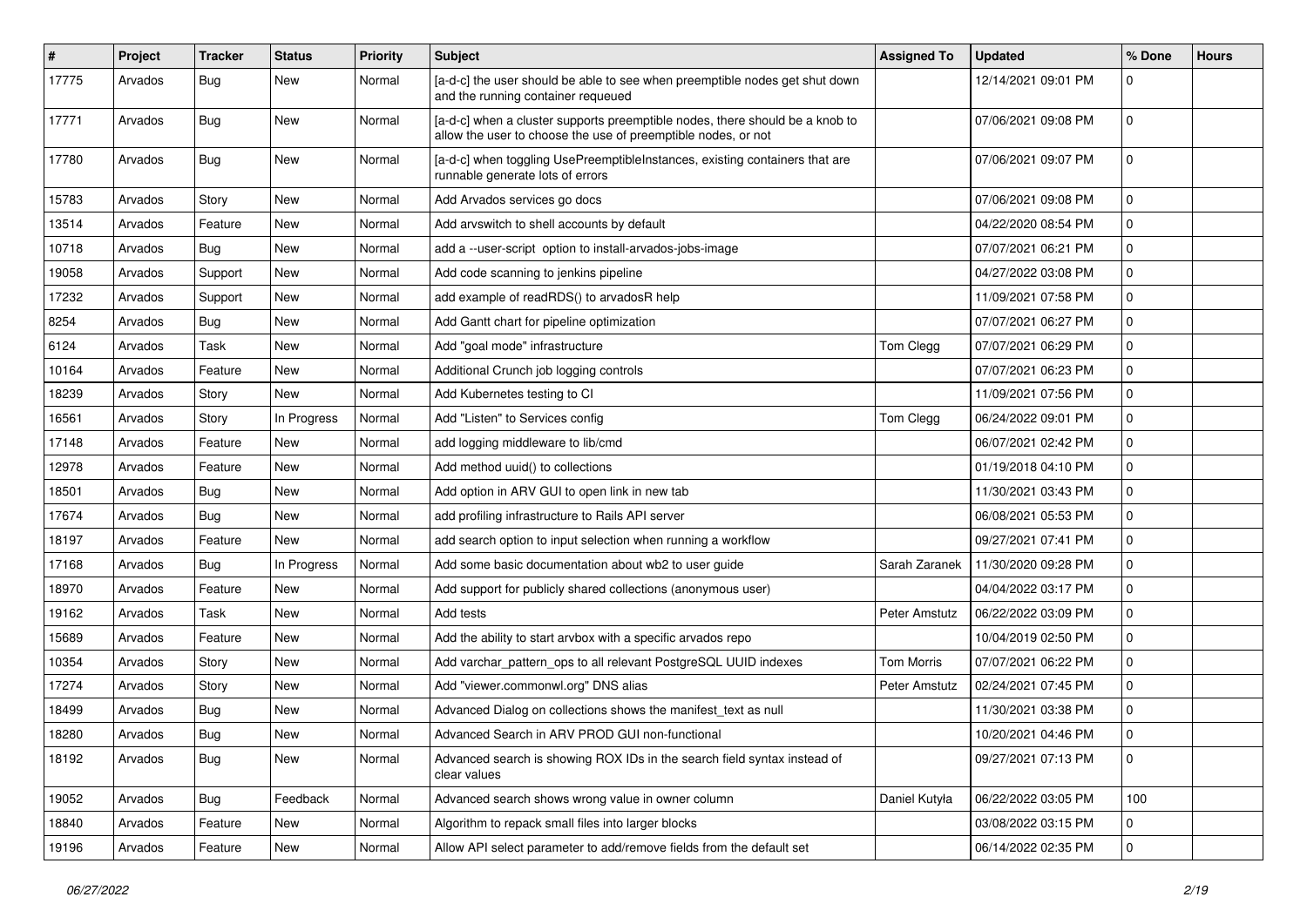| # | Project | Tracker | Status | Priority | Subject | Assigned To | Updated | % Done | Hours |
|---|---|---|---|---|---|---|---|---|---|
| 17775 | Arvados | Bug | New | Normal | [a-d-c] the user should be able to see when preemptible nodes get shut down and the running container requeued | | 12/14/2021 09:01 PM | 0 | |
| 17771 | Arvados | Bug | New | Normal | [a-d-c] when a cluster supports preemptible nodes, there should be a knob to allow the user to choose the use of preemptible nodes, or not | | 07/06/2021 09:08 PM | 0 | |
| 17780 | Arvados | Bug | New | Normal | [a-d-c] when toggling UsePreemptibleInstances, existing containers that are runnable generate lots of errors | | 07/06/2021 09:07 PM | 0 | |
| 15783 | Arvados | Story | New | Normal | Add Arvados services go docs | | 07/06/2021 09:08 PM | 0 | |
| 13514 | Arvados | Feature | New | Normal | Add arvswitch to shell accounts by default | | 04/22/2020 08:54 PM | 0 | |
| 10718 | Arvados | Bug | New | Normal | add a --user-script option to install-arvados-jobs-image | | 07/07/2021 06:21 PM | 0 | |
| 19058 | Arvados | Support | New | Normal | Add code scanning to jenkins pipeline | | 04/27/2022 03:08 PM | 0 | |
| 17232 | Arvados | Support | New | Normal | add example of readRDS() to arvadosR help | | 11/09/2021 07:58 PM | 0 | |
| 8254 | Arvados | Bug | New | Normal | Add Gantt chart for pipeline optimization | | 07/07/2021 06:27 PM | 0 | |
| 6124 | Arvados | Task | New | Normal | Add "goal mode" infrastructure | Tom Clegg | 07/07/2021 06:29 PM | 0 | |
| 10164 | Arvados | Feature | New | Normal | Additional Crunch job logging controls | | 07/07/2021 06:23 PM | 0 | |
| 18239 | Arvados | Story | New | Normal | Add Kubernetes testing to CI | | 11/09/2021 07:56 PM | 0 | |
| 16561 | Arvados | Story | In Progress | Normal | Add "Listen" to Services config | Tom Clegg | 06/24/2022 09:01 PM | 0 | |
| 17148 | Arvados | Feature | New | Normal | add logging middleware to lib/cmd | | 06/07/2021 02:42 PM | 0 | |
| 12978 | Arvados | Feature | New | Normal | Add method uuid() to collections | | 01/19/2018 04:10 PM | 0 | |
| 18501 | Arvados | Bug | New | Normal | Add option in ARV GUI to open link in new tab | | 11/30/2021 03:43 PM | 0 | |
| 17674 | Arvados | Bug | New | Normal | add profiling infrastructure to Rails API server | | 06/08/2021 05:53 PM | 0 | |
| 18197 | Arvados | Feature | New | Normal | add search option to input selection when running a workflow | | 09/27/2021 07:41 PM | 0 | |
| 17168 | Arvados | Bug | In Progress | Normal | Add some basic documentation about wb2 to user guide | Sarah Zaranek | 11/30/2020 09:28 PM | 0 | |
| 18970 | Arvados | Feature | New | Normal | Add support for publicly shared collections (anonymous user) | | 04/04/2022 03:17 PM | 0 | |
| 19162 | Arvados | Task | New | Normal | Add tests | Peter Amstutz | 06/22/2022 03:09 PM | 0 | |
| 15689 | Arvados | Feature | New | Normal | Add the ability to start arvbox with a specific arvados repo | | 10/04/2019 02:50 PM | 0 | |
| 10354 | Arvados | Story | New | Normal | Add varchar_pattern_ops to all relevant PostgreSQL UUID indexes | Tom Morris | 07/07/2021 06:22 PM | 0 | |
| 17274 | Arvados | Story | New | Normal | Add "viewer.commonwl.org" DNS alias | Peter Amstutz | 02/24/2021 07:45 PM | 0 | |
| 18499 | Arvados | Bug | New | Normal | Advanced Dialog on collections shows the manifest_text as null | | 11/30/2021 03:38 PM | 0 | |
| 18280 | Arvados | Bug | New | Normal | Advanced Search in ARV PROD GUI non-functional | | 10/20/2021 04:46 PM | 0 | |
| 18192 | Arvados | Bug | New | Normal | Advanced search is showing ROX IDs in the search field syntax instead of clear values | | 09/27/2021 07:13 PM | 0 | |
| 19052 | Arvados | Bug | Feedback | Normal | Advanced search shows wrong value in owner column | Daniel Kutyła | 06/22/2022 03:05 PM | 100 | |
| 18840 | Arvados | Feature | New | Normal | Algorithm to repack small files into larger blocks | | 03/08/2022 03:15 PM | 0 | |
| 19196 | Arvados | Feature | New | Normal | Allow API select parameter to add/remove fields from the default set | | 06/14/2022 02:35 PM | 0 | |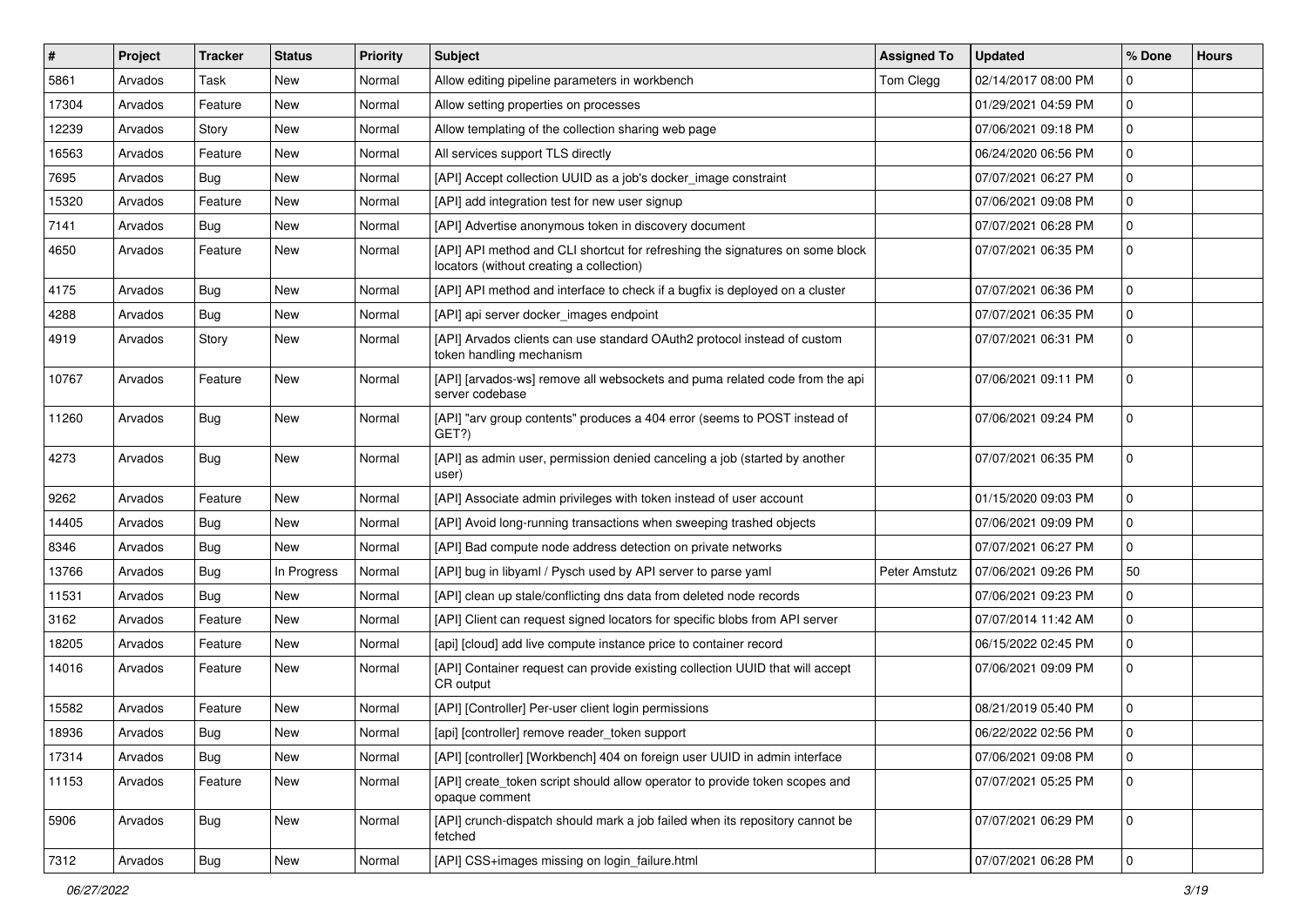| # | Project | Tracker | Status | Priority | Subject | Assigned To | Updated | % Done | Hours |
|---|---|---|---|---|---|---|---|---|---|
| 5861 | Arvados | Task | New | Normal | Allow editing pipeline parameters in workbench | Tom Clegg | 02/14/2017 08:00 PM | 0 | |
| 17304 | Arvados | Feature | New | Normal | Allow setting properties on processes | | 01/29/2021 04:59 PM | 0 | |
| 12239 | Arvados | Story | New | Normal | Allow templating of the collection sharing web page | | 07/06/2021 09:18 PM | 0 | |
| 16563 | Arvados | Feature | New | Normal | All services support TLS directly | | 06/24/2020 06:56 PM | 0 | |
| 7695 | Arvados | Bug | New | Normal | [API] Accept collection UUID as a job's docker_image constraint | | 07/07/2021 06:27 PM | 0 | |
| 15320 | Arvados | Feature | New | Normal | [API] add integration test for new user signup | | 07/06/2021 09:08 PM | 0 | |
| 7141 | Arvados | Bug | New | Normal | [API] Advertise anonymous token in discovery document | | 07/07/2021 06:28 PM | 0 | |
| 4650 | Arvados | Feature | New | Normal | [API] API method and CLI shortcut for refreshing the signatures on some block locators (without creating a collection) | | 07/07/2021 06:35 PM | 0 | |
| 4175 | Arvados | Bug | New | Normal | [API] API method and interface to check if a bugfix is deployed on a cluster | | 07/07/2021 06:36 PM | 0 | |
| 4288 | Arvados | Bug | New | Normal | [API] api server docker_images endpoint | | 07/07/2021 06:35 PM | 0 | |
| 4919 | Arvados | Story | New | Normal | [API] Arvados clients can use standard OAuth2 protocol instead of custom token handling mechanism | | 07/07/2021 06:31 PM | 0 | |
| 10767 | Arvados | Feature | New | Normal | [API] [arvados-ws] remove all websockets and puma related code from the api server codebase | | 07/06/2021 09:11 PM | 0 | |
| 11260 | Arvados | Bug | New | Normal | [API] "arv group contents" produces a 404 error (seems to POST instead of GET?) | | 07/06/2021 09:24 PM | 0 | |
| 4273 | Arvados | Bug | New | Normal | [API] as admin user, permission denied canceling a job (started by another user) | | 07/07/2021 06:35 PM | 0 | |
| 9262 | Arvados | Feature | New | Normal | [API] Associate admin privileges with token instead of user account | | 01/15/2020 09:03 PM | 0 | |
| 14405 | Arvados | Bug | New | Normal | [API] Avoid long-running transactions when sweeping trashed objects | | 07/06/2021 09:09 PM | 0 | |
| 8346 | Arvados | Bug | New | Normal | [API] Bad compute node address detection on private networks | | 07/07/2021 06:27 PM | 0 | |
| 13766 | Arvados | Bug | In Progress | Normal | [API] bug in libyaml / Pysch used by API server to parse yaml | Peter Amstutz | 07/06/2021 09:26 PM | 50 | |
| 11531 | Arvados | Bug | New | Normal | [API] clean up stale/conflicting dns data from deleted node records | | 07/06/2021 09:23 PM | 0 | |
| 3162 | Arvados | Feature | New | Normal | [API] Client can request signed locators for specific blobs from API server | | 07/07/2014 11:42 AM | 0 | |
| 18205 | Arvados | Feature | New | Normal | [api] [cloud] add live compute instance price to container record | | 06/15/2022 02:45 PM | 0 | |
| 14016 | Arvados | Feature | New | Normal | [API] Container request can provide existing collection UUID that will accept CR output | | 07/06/2021 09:09 PM | 0 | |
| 15582 | Arvados | Feature | New | Normal | [API] [Controller] Per-user client login permissions | | 08/21/2019 05:40 PM | 0 | |
| 18936 | Arvados | Bug | New | Normal | [api] [controller] remove reader_token support | | 06/22/2022 02:56 PM | 0 | |
| 17314 | Arvados | Bug | New | Normal | [API] [controller] [Workbench] 404 on foreign user UUID in admin interface | | 07/06/2021 09:08 PM | 0 | |
| 11153 | Arvados | Feature | New | Normal | [API] create_token script should allow operator to provide token scopes and opaque comment | | 07/07/2021 05:25 PM | 0 | |
| 5906 | Arvados | Bug | New | Normal | [API] crunch-dispatch should mark a job failed when its repository cannot be fetched | | 07/07/2021 06:29 PM | 0 | |
| 7312 | Arvados | Bug | New | Normal | [API] CSS+images missing on login_failure.html | | 07/07/2021 06:28 PM | 0 | |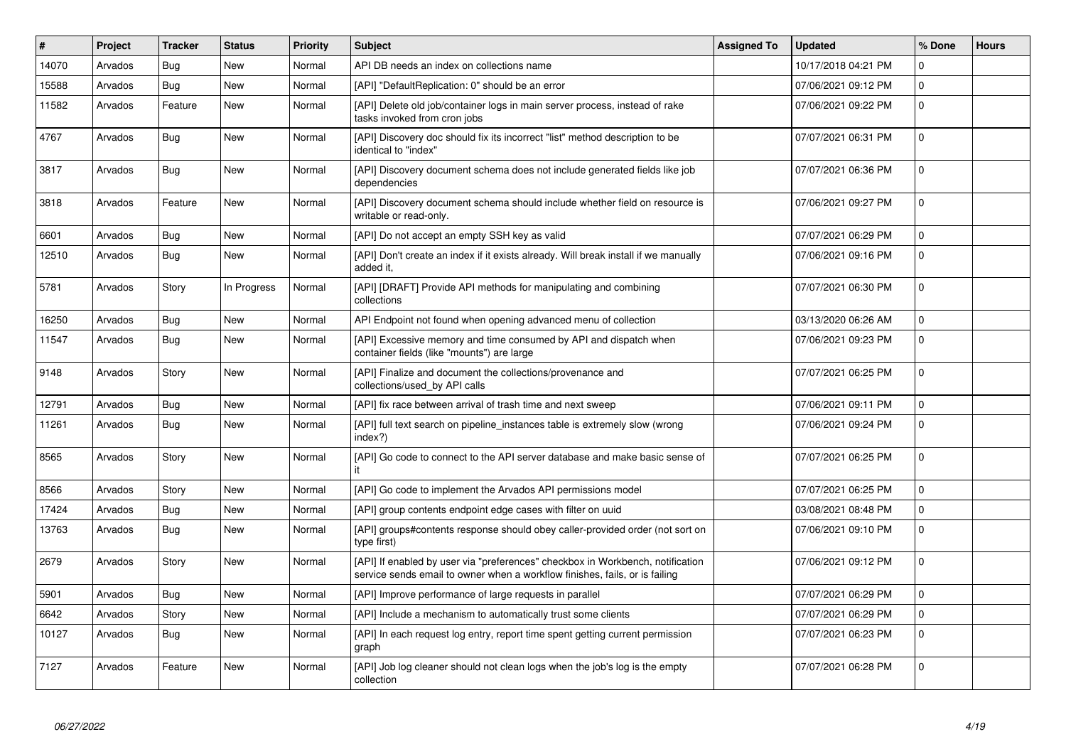| # | Project | Tracker | Status | Priority | Subject | Assigned To | Updated | % Done | Hours |
|---|---|---|---|---|---|---|---|---|---|
| 14070 | Arvados | Bug | New | Normal | API DB needs an index on collections name | | 10/17/2018 04:21 PM | 0 | |
| 15588 | Arvados | Bug | New | Normal | [API] "DefaultReplication: 0" should be an error | | 07/06/2021 09:12 PM | 0 | |
| 11582 | Arvados | Feature | New | Normal | [API] Delete old job/container logs in main server process, instead of rake tasks invoked from cron jobs | | 07/06/2021 09:22 PM | 0 | |
| 4767 | Arvados | Bug | New | Normal | [API] Discovery doc should fix its incorrect "list" method description to be identical to "index" | | 07/07/2021 06:31 PM | 0 | |
| 3817 | Arvados | Bug | New | Normal | [API] Discovery document schema does not include generated fields like job dependencies | | 07/07/2021 06:36 PM | 0 | |
| 3818 | Arvados | Feature | New | Normal | [API] Discovery document schema should include whether field on resource is writable or read-only. | | 07/06/2021 09:27 PM | 0 | |
| 6601 | Arvados | Bug | New | Normal | [API] Do not accept an empty SSH key as valid | | 07/07/2021 06:29 PM | 0 | |
| 12510 | Arvados | Bug | New | Normal | [API] Don't create an index if it exists already. Will break install if we manually added it, | | 07/06/2021 09:16 PM | 0 | |
| 5781 | Arvados | Story | In Progress | Normal | [API] [DRAFT] Provide API methods for manipulating and combining collections | | 07/07/2021 06:30 PM | 0 | |
| 16250 | Arvados | Bug | New | Normal | API Endpoint not found when opening advanced menu of collection | | 03/13/2020 06:26 AM | 0 | |
| 11547 | Arvados | Bug | New | Normal | [API] Excessive memory and time consumed by API and dispatch when container fields (like "mounts") are large | | 07/06/2021 09:23 PM | 0 | |
| 9148 | Arvados | Story | New | Normal | [API] Finalize and document the collections/provenance and collections/used_by API calls | | 07/07/2021 06:25 PM | 0 | |
| 12791 | Arvados | Bug | New | Normal | [API] fix race between arrival of trash time and next sweep | | 07/06/2021 09:11 PM | 0 | |
| 11261 | Arvados | Bug | New | Normal | [API] full text search on pipeline_instances table is extremely slow (wrong index?) | | 07/06/2021 09:24 PM | 0 | |
| 8565 | Arvados | Story | New | Normal | [API] Go code to connect to the API server database and make basic sense of it | | 07/07/2021 06:25 PM | 0 | |
| 8566 | Arvados | Story | New | Normal | [API] Go code to implement the Arvados API permissions model | | 07/07/2021 06:25 PM | 0 | |
| 17424 | Arvados | Bug | New | Normal | [API] group contents endpoint edge cases with filter on uuid | | 03/08/2021 08:48 PM | 0 | |
| 13763 | Arvados | Bug | New | Normal | [API] groups#contents response should obey caller-provided order (not sort on type first) | | 07/06/2021 09:10 PM | 0 | |
| 2679 | Arvados | Story | New | Normal | [API] If enabled by user via "preferences" checkbox in Workbench, notification service sends email to owner when a workflow finishes, fails, or is failing | | 07/06/2021 09:12 PM | 0 | |
| 5901 | Arvados | Bug | New | Normal | [API] Improve performance of large requests in parallel | | 07/07/2021 06:29 PM | 0 | |
| 6642 | Arvados | Story | New | Normal | [API] Include a mechanism to automatically trust some clients | | 07/07/2021 06:29 PM | 0 | |
| 10127 | Arvados | Bug | New | Normal | [API] In each request log entry, report time spent getting current permission graph | | 07/07/2021 06:23 PM | 0 | |
| 7127 | Arvados | Feature | New | Normal | [API] Job log cleaner should not clean logs when the job's log is the empty collection | | 07/07/2021 06:28 PM | 0 | |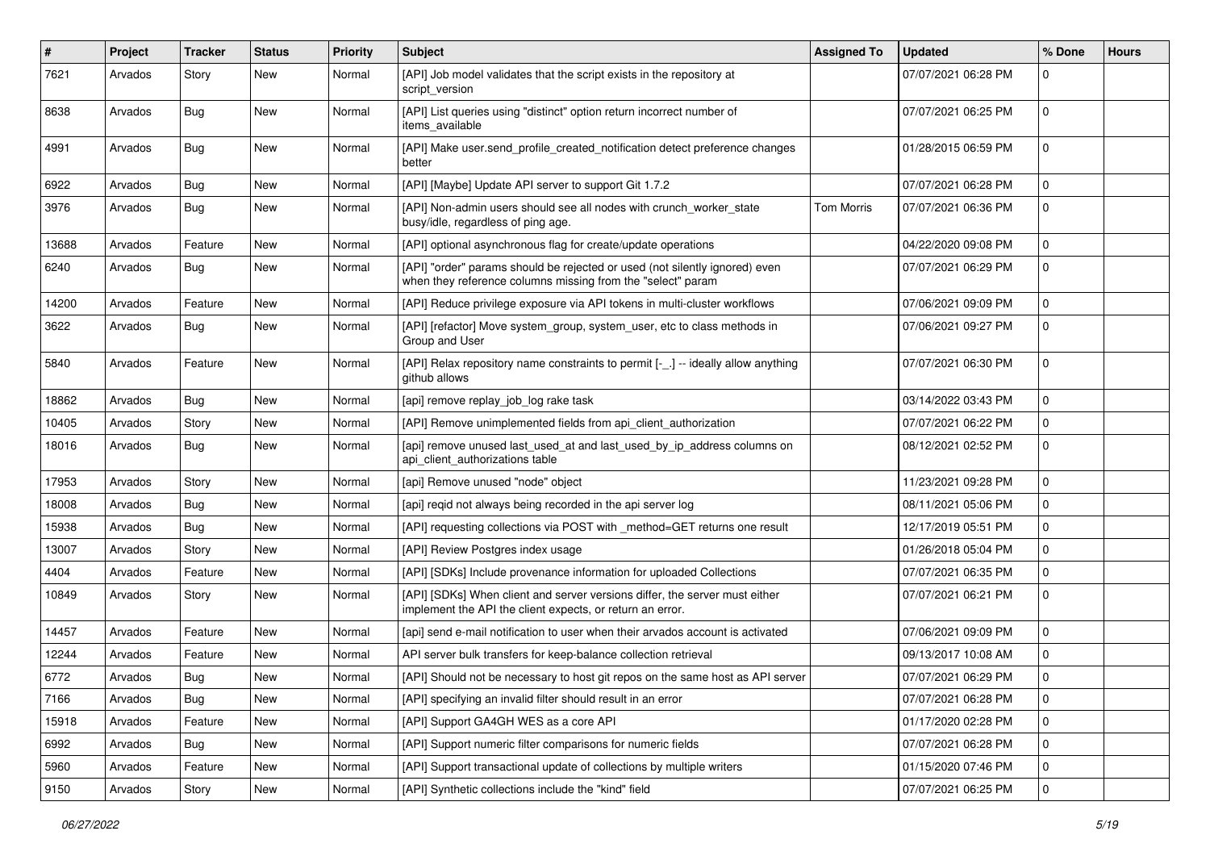| # | Project | Tracker | Status | Priority | Subject | Assigned To | Updated | % Done | Hours |
|---|---|---|---|---|---|---|---|---|---|
| 7621 | Arvados | Story | New | Normal | [API] Job model validates that the script exists in the repository at script_version | | 07/07/2021 06:28 PM | 0 | |
| 8638 | Arvados | Bug | New | Normal | [API] List queries using "distinct" option return incorrect number of items_available | | 07/07/2021 06:25 PM | 0 | |
| 4991 | Arvados | Bug | New | Normal | [API] Make user.send_profile_created_notification detect preference changes better | | 01/28/2015 06:59 PM | 0 | |
| 6922 | Arvados | Bug | New | Normal | [API] [Maybe] Update API server to support Git 1.7.2 | | 07/07/2021 06:28 PM | 0 | |
| 3976 | Arvados | Bug | New | Normal | [API] Non-admin users should see all nodes with crunch_worker_state busy/idle, regardless of ping age. | Tom Morris | 07/07/2021 06:36 PM | 0 | |
| 13688 | Arvados | Feature | New | Normal | [API] optional asynchronous flag for create/update operations | | 04/22/2020 09:08 PM | 0 | |
| 6240 | Arvados | Bug | New | Normal | [API] "order" params should be rejected or used (not silently ignored) even when they reference columns missing from the "select" param | | 07/07/2021 06:29 PM | 0 | |
| 14200 | Arvados | Feature | New | Normal | [API] Reduce privilege exposure via API tokens in multi-cluster workflows | | 07/06/2021 09:09 PM | 0 | |
| 3622 | Arvados | Bug | New | Normal | [API] [refactor] Move system_group, system_user, etc to class methods in Group and User | | 07/06/2021 09:27 PM | 0 | |
| 5840 | Arvados | Feature | New | Normal | [API] Relax repository name constraints to permit [-_.] -- ideally allow anything github allows | | 07/07/2021 06:30 PM | 0 | |
| 18862 | Arvados | Bug | New | Normal | [api] remove replay_job_log rake task | | 03/14/2022 03:43 PM | 0 | |
| 10405 | Arvados | Story | New | Normal | [API] Remove unimplemented fields from api_client_authorization | | 07/07/2021 06:22 PM | 0 | |
| 18016 | Arvados | Bug | New | Normal | [api] remove unused last_used_at and last_used_by_ip_address columns on api_client_authorizations table | | 08/12/2021 02:52 PM | 0 | |
| 17953 | Arvados | Story | New | Normal | [api] Remove unused "node" object | | 11/23/2021 09:28 PM | 0 | |
| 18008 | Arvados | Bug | New | Normal | [api] reqid not always being recorded in the api server log | | 08/11/2021 05:06 PM | 0 | |
| 15938 | Arvados | Bug | New | Normal | [API] requesting collections via POST with _method=GET returns one result | | 12/17/2019 05:51 PM | 0 | |
| 13007 | Arvados | Story | New | Normal | [API] Review Postgres index usage | | 01/26/2018 05:04 PM | 0 | |
| 4404 | Arvados | Feature | New | Normal | [API] [SDKs] Include provenance information for uploaded Collections | | 07/07/2021 06:35 PM | 0 | |
| 10849 | Arvados | Story | New | Normal | [API] [SDKs] When client and server versions differ, the server must either implement the API the client expects, or return an error. | | 07/07/2021 06:21 PM | 0 | |
| 14457 | Arvados | Feature | New | Normal | [api] send e-mail notification to user when their arvados account is activated | | 07/06/2021 09:09 PM | 0 | |
| 12244 | Arvados | Feature | New | Normal | API server bulk transfers for keep-balance collection retrieval | | 09/13/2017 10:08 AM | 0 | |
| 6772 | Arvados | Bug | New | Normal | [API] Should not be necessary to host git repos on the same host as API server | | 07/07/2021 06:29 PM | 0 | |
| 7166 | Arvados | Bug | New | Normal | [API] specifying an invalid filter should result in an error | | 07/07/2021 06:28 PM | 0 | |
| 15918 | Arvados | Feature | New | Normal | [API] Support GA4GH WES as a core API | | 01/17/2020 02:28 PM | 0 | |
| 6992 | Arvados | Bug | New | Normal | [API] Support numeric filter comparisons for numeric fields | | 07/07/2021 06:28 PM | 0 | |
| 5960 | Arvados | Feature | New | Normal | [API] Support transactional update of collections by multiple writers | | 01/15/2020 07:46 PM | 0 | |
| 9150 | Arvados | Story | New | Normal | [API] Synthetic collections include the "kind" field | | 07/07/2021 06:25 PM | 0 | |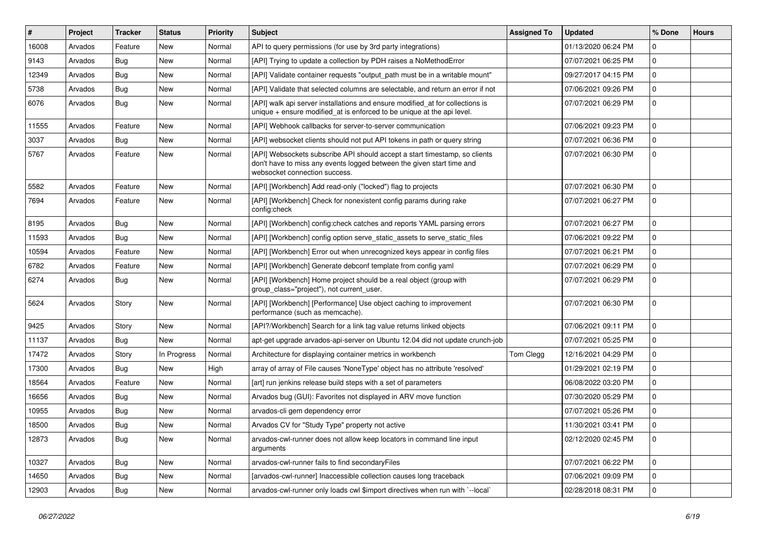| # | Project | Tracker | Status | Priority | Subject | Assigned To | Updated | % Done | Hours |
|---|---|---|---|---|---|---|---|---|---|
| 16008 | Arvados | Feature | New | Normal | API to query permissions (for use by 3rd party integrations) | | 01/13/2020 06:24 PM | 0 | |
| 9143 | Arvados | Bug | New | Normal | [API] Trying to update a collection by PDH raises a NoMethodError | | 07/07/2021 06:25 PM | 0 | |
| 12349 | Arvados | Bug | New | Normal | [API] Validate container requests "output_path must be in a writable mount" | | 09/27/2017 04:15 PM | 0 | |
| 5738 | Arvados | Bug | New | Normal | [API] Validate that selected columns are selectable, and return an error if not | | 07/06/2021 09:26 PM | 0 | |
| 6076 | Arvados | Bug | New | Normal | [API] walk api server installations and ensure modified_at for collections is unique + ensure modified_at is enforced to be unique at the api level. | | 07/07/2021 06:29 PM | 0 | |
| 11555 | Arvados | Feature | New | Normal | [API] Webhook callbacks for server-to-server communication | | 07/06/2021 09:23 PM | 0 | |
| 3037 | Arvados | Bug | New | Normal | [API] websocket clients should not put API tokens in path or query string | | 07/07/2021 06:36 PM | 0 | |
| 5767 | Arvados | Feature | New | Normal | [API] Websockets subscribe API should accept a start timestamp, so clients don't have to miss any events logged between the given start time and websocket connection success. | | 07/07/2021 06:30 PM | 0 | |
| 5582 | Arvados | Feature | New | Normal | [API] [Workbench] Add read-only ("locked") flag to projects | | 07/07/2021 06:30 PM | 0 | |
| 7694 | Arvados | Feature | New | Normal | [API] [Workbench] Check for nonexistent config params during rake config:check | | 07/07/2021 06:27 PM | 0 | |
| 8195 | Arvados | Bug | New | Normal | [API] [Workbench] config:check catches and reports YAML parsing errors | | 07/07/2021 06:27 PM | 0 | |
| 11593 | Arvados | Bug | New | Normal | [API] [Workbench] config option serve_static_assets to serve_static_files | | 07/06/2021 09:22 PM | 0 | |
| 10594 | Arvados | Feature | New | Normal | [API] [Workbench] Error out when unrecognized keys appear in config files | | 07/07/2021 06:21 PM | 0 | |
| 6782 | Arvados | Feature | New | Normal | [API] [Workbench] Generate debconf template from config yaml | | 07/07/2021 06:29 PM | 0 | |
| 6274 | Arvados | Bug | New | Normal | [API] [Workbench] Home project should be a real object (group with group_class="project"), not current_user. | | 07/07/2021 06:29 PM | 0 | |
| 5624 | Arvados | Story | New | Normal | [API] [Workbench] [Performance] Use object caching to improvement performance (such as memcache). | | 07/07/2021 06:30 PM | 0 | |
| 9425 | Arvados | Story | New | Normal | [API?/Workbench] Search for a link tag value returns linked objects | | 07/06/2021 09:11 PM | 0 | |
| 11137 | Arvados | Bug | New | Normal | apt-get upgrade arvados-api-server on Ubuntu 12.04 did not update crunch-job | | 07/07/2021 05:25 PM | 0 | |
| 17472 | Arvados | Story | In Progress | Normal | Architecture for displaying container metrics in workbench | Tom Clegg | 12/16/2021 04:29 PM | 0 | |
| 17300 | Arvados | Bug | New | High | array of array of File causes 'NoneType' object has no attribute 'resolved' | | 01/29/2021 02:19 PM | 0 | |
| 18564 | Arvados | Feature | New | Normal | [art] run jenkins release build steps with a set of parameters | | 06/08/2022 03:20 PM | 0 | |
| 16656 | Arvados | Bug | New | Normal | Arvados bug (GUI): Favorites not displayed in ARV move function | | 07/30/2020 05:29 PM | 0 | |
| 10955 | Arvados | Bug | New | Normal | arvados-cli gem dependency error | | 07/07/2021 05:26 PM | 0 | |
| 18500 | Arvados | Bug | New | Normal | Arvados CV for "Study Type" property not active | | 11/30/2021 03:41 PM | 0 | |
| 12873 | Arvados | Bug | New | Normal | arvados-cwl-runner does not allow keep locators in command line input arguments | | 02/12/2020 02:45 PM | 0 | |
| 10327 | Arvados | Bug | New | Normal | arvados-cwl-runner fails to find secondaryFiles | | 07/07/2021 06:22 PM | 0 | |
| 14650 | Arvados | Bug | New | Normal | [arvados-cwl-runner] Inaccessible collection causes long traceback | | 07/06/2021 09:09 PM | 0 | |
| 12903 | Arvados | Bug | New | Normal | arvados-cwl-runner only loads cwl $import directives when run with `--local` | | 02/28/2018 08:31 PM | 0 | |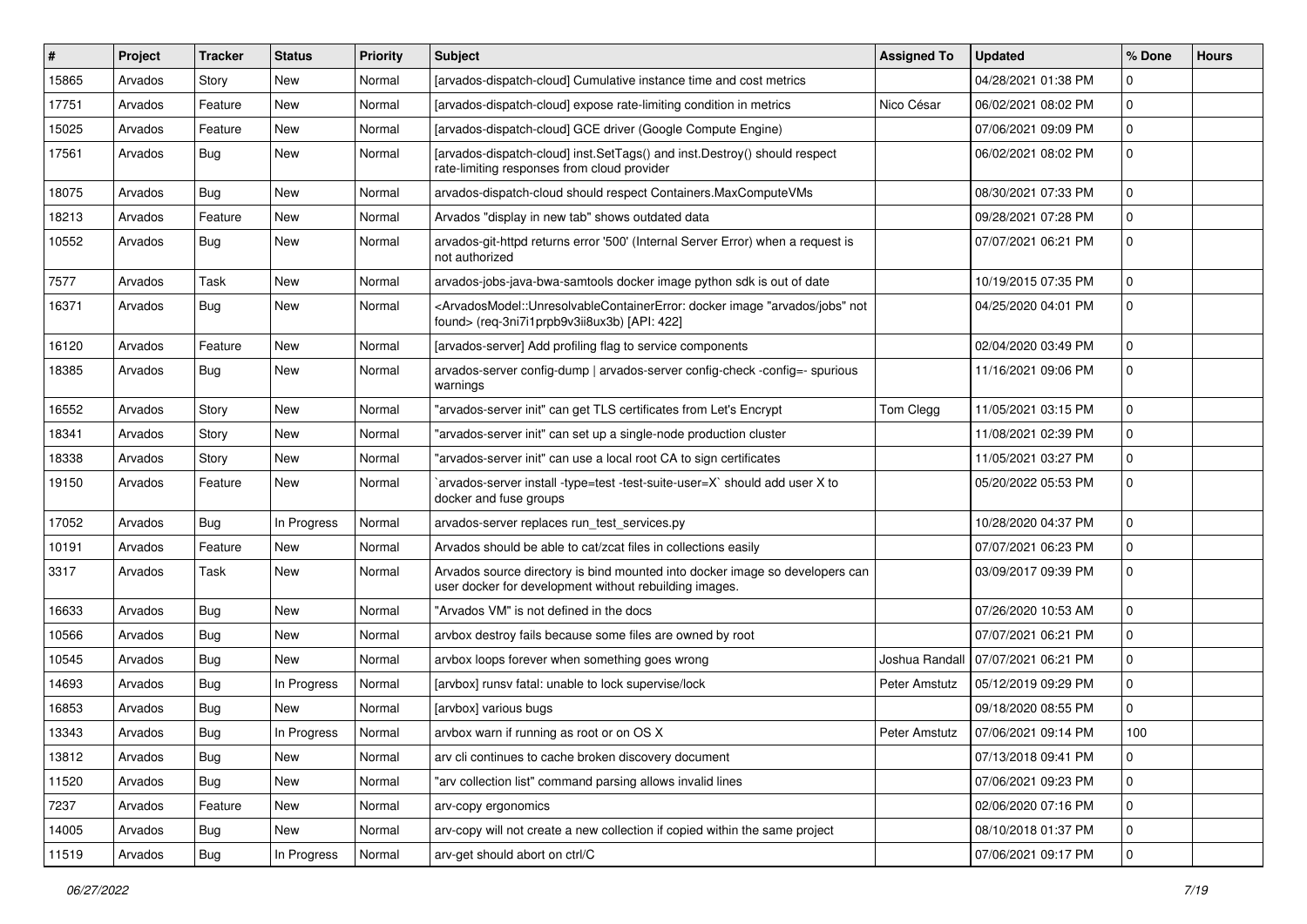| # | Project | Tracker | Status | Priority | Subject | Assigned To | Updated | % Done | Hours |
|---|---|---|---|---|---|---|---|---|---|
| 15865 | Arvados | Story | New | Normal | [arvados-dispatch-cloud] Cumulative instance time and cost metrics | | 04/28/2021 01:38 PM | 0 | |
| 17751 | Arvados | Feature | New | Normal | [arvados-dispatch-cloud] expose rate-limiting condition in metrics | Nico César | 06/02/2021 08:02 PM | 0 | |
| 15025 | Arvados | Feature | New | Normal | [arvados-dispatch-cloud] GCE driver (Google Compute Engine) | | 07/06/2021 09:09 PM | 0 | |
| 17561 | Arvados | Bug | New | Normal | [arvados-dispatch-cloud] inst.SetTags() and inst.Destroy() should respect rate-limiting responses from cloud provider | | 06/02/2021 08:02 PM | 0 | |
| 18075 | Arvados | Bug | New | Normal | arvados-dispatch-cloud should respect Containers.MaxComputeVMs | | 08/30/2021 07:33 PM | 0 | |
| 18213 | Arvados | Feature | New | Normal | Arvados "display in new tab" shows outdated data | | 09/28/2021 07:28 PM | 0 | |
| 10552 | Arvados | Bug | New | Normal | arvados-git-httpd returns error '500' (Internal Server Error) when a request is not authorized | | 07/07/2021 06:21 PM | 0 | |
| 7577 | Arvados | Task | New | Normal | arvados-jobs-java-bwa-samtools docker image python sdk is out of date | | 10/19/2015 07:35 PM | 0 | |
| 16371 | Arvados | Bug | New | Normal | <ArvadosModel::UnresolvableContainerError: docker image "arvados/jobs" not found> (req-3ni7i1prpb9v3ii8ux3b) [API: 422] | | 04/25/2020 04:01 PM | 0 | |
| 16120 | Arvados | Feature | New | Normal | [arvados-server] Add profiling flag to service components | | 02/04/2020 03:49 PM | 0 | |
| 18385 | Arvados | Bug | New | Normal | arvados-server config-dump \| arvados-server config-check -config=- spurious warnings | | 11/16/2021 09:06 PM | 0 | |
| 16552 | Arvados | Story | New | Normal | "arvados-server init" can get TLS certificates from Let's Encrypt | Tom Clegg | 11/05/2021 03:15 PM | 0 | |
| 18341 | Arvados | Story | New | Normal | "arvados-server init" can set up a single-node production cluster | | 11/08/2021 02:39 PM | 0 | |
| 18338 | Arvados | Story | New | Normal | "arvados-server init" can use a local root CA to sign certificates | | 11/05/2021 03:27 PM | 0 | |
| 19150 | Arvados | Feature | New | Normal | `arvados-server install -type=test -test-suite-user=X` should add user X to docker and fuse groups | | 05/20/2022 05:53 PM | 0 | |
| 17052 | Arvados | Bug | In Progress | Normal | arvados-server replaces run_test_services.py | | 10/28/2020 04:37 PM | 0 | |
| 10191 | Arvados | Feature | New | Normal | Arvados should be able to cat/zcat files in collections easily | | 07/07/2021 06:23 PM | 0 | |
| 3317 | Arvados | Task | New | Normal | Arvados source directory is bind mounted into docker image so developers can user docker for development without rebuilding images. | | 03/09/2017 09:39 PM | 0 | |
| 16633 | Arvados | Bug | New | Normal | "Arvados VM" is not defined in the docs | | 07/26/2020 10:53 AM | 0 | |
| 10566 | Arvados | Bug | New | Normal | arvbox destroy fails because some files are owned by root | | 07/07/2021 06:21 PM | 0 | |
| 10545 | Arvados | Bug | New | Normal | arvbox loops forever when something goes wrong | Joshua Randall | 07/07/2021 06:21 PM | 0 | |
| 14693 | Arvados | Bug | In Progress | Normal | [arvbox] runsv fatal: unable to lock supervise/lock | Peter Amstutz | 05/12/2019 09:29 PM | 0 | |
| 16853 | Arvados | Bug | New | Normal | [arvbox] various bugs | | 09/18/2020 08:55 PM | 0 | |
| 13343 | Arvados | Bug | In Progress | Normal | arvbox warn if running as root or on OS X | Peter Amstutz | 07/06/2021 09:14 PM | 100 | |
| 13812 | Arvados | Bug | New | Normal | arv cli continues to cache broken discovery document | | 07/13/2018 09:41 PM | 0 | |
| 11520 | Arvados | Bug | New | Normal | "arv collection list" command parsing allows invalid lines | | 07/06/2021 09:23 PM | 0 | |
| 7237 | Arvados | Feature | New | Normal | arv-copy ergonomics | | 02/06/2020 07:16 PM | 0 | |
| 14005 | Arvados | Bug | New | Normal | arv-copy will not create a new collection if copied within the same project | | 08/10/2018 01:37 PM | 0 | |
| 11519 | Arvados | Bug | In Progress | Normal | arv-get should abort on ctrl/C | | 07/06/2021 09:17 PM | 0 | |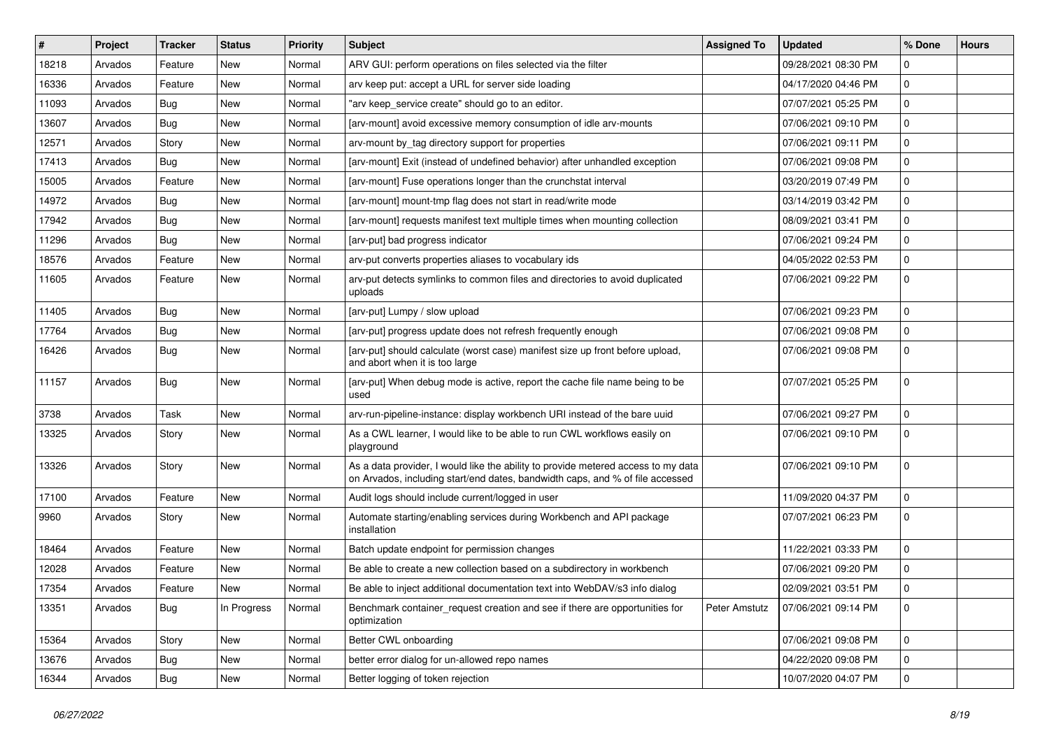| # | Project | Tracker | Status | Priority | Subject | Assigned To | Updated | % Done | Hours |
|---|---|---|---|---|---|---|---|---|---|
| 18218 | Arvados | Feature | New | Normal | ARV GUI: perform operations on files selected via the filter | | 09/28/2021 08:30 PM | 0 | |
| 16336 | Arvados | Feature | New | Normal | arv keep put: accept a URL for server side loading | | 04/17/2020 04:46 PM | 0 | |
| 11093 | Arvados | Bug | New | Normal | "arv keep_service create" should go to an editor. | | 07/07/2021 05:25 PM | 0 | |
| 13607 | Arvados | Bug | New | Normal | [arv-mount] avoid excessive memory consumption of idle arv-mounts | | 07/06/2021 09:10 PM | 0 | |
| 12571 | Arvados | Story | New | Normal | arv-mount by_tag directory support for properties | | 07/06/2021 09:11 PM | 0 | |
| 17413 | Arvados | Bug | New | Normal | [arv-mount] Exit (instead of undefined behavior) after unhandled exception | | 07/06/2021 09:08 PM | 0 | |
| 15005 | Arvados | Feature | New | Normal | [arv-mount] Fuse operations longer than the crunchstat interval | | 03/20/2019 07:49 PM | 0 | |
| 14972 | Arvados | Bug | New | Normal | [arv-mount] mount-tmp flag does not start in read/write mode | | 03/14/2019 03:42 PM | 0 | |
| 17942 | Arvados | Bug | New | Normal | [arv-mount] requests manifest text multiple times when mounting collection | | 08/09/2021 03:41 PM | 0 | |
| 11296 | Arvados | Bug | New | Normal | [arv-put] bad progress indicator | | 07/06/2021 09:24 PM | 0 | |
| 18576 | Arvados | Feature | New | Normal | arv-put converts properties aliases to vocabulary ids | | 04/05/2022 02:53 PM | 0 | |
| 11605 | Arvados | Feature | New | Normal | arv-put detects symlinks to common files and directories to avoid duplicated uploads | | 07/06/2021 09:22 PM | 0 | |
| 11405 | Arvados | Bug | New | Normal | [arv-put] Lumpy / slow upload | | 07/06/2021 09:23 PM | 0 | |
| 17764 | Arvados | Bug | New | Normal | [arv-put] progress update does not refresh frequently enough | | 07/06/2021 09:08 PM | 0 | |
| 16426 | Arvados | Bug | New | Normal | [arv-put] should calculate (worst case) manifest size up front before upload, and abort when it is too large | | 07/06/2021 09:08 PM | 0 | |
| 11157 | Arvados | Bug | New | Normal | [arv-put] When debug mode is active, report the cache file name being to be used | | 07/07/2021 05:25 PM | 0 | |
| 3738 | Arvados | Task | New | Normal | arv-run-pipeline-instance: display workbench URI instead of the bare uuid | | 07/06/2021 09:27 PM | 0 | |
| 13325 | Arvados | Story | New | Normal | As a CWL learner, I would like to be able to run CWL workflows easily on playground | | 07/06/2021 09:10 PM | 0 | |
| 13326 | Arvados | Story | New | Normal | As a data provider, I would like the ability to provide metered access to my data on Arvados, including start/end dates, bandwidth caps, and % of file accessed | | 07/06/2021 09:10 PM | 0 | |
| 17100 | Arvados | Feature | New | Normal | Audit logs should include current/logged in user | | 11/09/2020 04:37 PM | 0 | |
| 9960 | Arvados | Story | New | Normal | Automate starting/enabling services during Workbench and API package installation | | 07/07/2021 06:23 PM | 0 | |
| 18464 | Arvados | Feature | New | Normal | Batch update endpoint for permission changes | | 11/22/2021 03:33 PM | 0 | |
| 12028 | Arvados | Feature | New | Normal | Be able to create a new collection based on a subdirectory in workbench | | 07/06/2021 09:20 PM | 0 | |
| 17354 | Arvados | Feature | New | Normal | Be able to inject additional documentation text into WebDAV/s3 info dialog | | 02/09/2021 03:51 PM | 0 | |
| 13351 | Arvados | Bug | In Progress | Normal | Benchmark container_request creation and see if there are opportunities for optimization | Peter Amstutz | 07/06/2021 09:14 PM | 0 | |
| 15364 | Arvados | Story | New | Normal | Better CWL onboarding | | 07/06/2021 09:08 PM | 0 | |
| 13676 | Arvados | Bug | New | Normal | better error dialog for un-allowed repo names | | 04/22/2020 09:08 PM | 0 | |
| 16344 | Arvados | Bug | New | Normal | Better logging of token rejection | | 10/07/2020 04:07 PM | 0 | |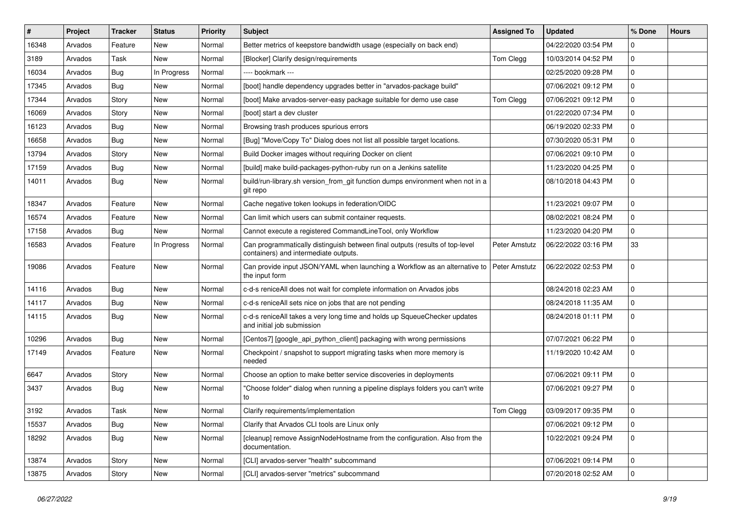| # | Project | Tracker | Status | Priority | Subject | Assigned To | Updated | % Done | Hours |
|---|---|---|---|---|---|---|---|---|---|
| 16348 | Arvados | Feature | New | Normal | Better metrics of keepstore bandwidth usage (especially on back end) | | 04/22/2020 03:54 PM | 0 | |
| 3189 | Arvados | Task | New | Normal | [Blocker] Clarify design/requirements | Tom Clegg | 10/03/2014 04:52 PM | 0 | |
| 16034 | Arvados | Bug | In Progress | Normal | ---- bookmark --- | | 02/25/2020 09:28 PM | 0 | |
| 17345 | Arvados | Bug | New | Normal | [boot] handle dependency upgrades better in "arvados-package build" | | 07/06/2021 09:12 PM | 0 | |
| 17344 | Arvados | Story | New | Normal | [boot] Make arvados-server-easy package suitable for demo use case | Tom Clegg | 07/06/2021 09:12 PM | 0 | |
| 16069 | Arvados | Story | New | Normal | [boot] start a dev cluster | | 01/22/2020 07:34 PM | 0 | |
| 16123 | Arvados | Bug | New | Normal | Browsing trash produces spurious errors | | 06/19/2020 02:33 PM | 0 | |
| 16658 | Arvados | Bug | New | Normal | [Bug] "Move/Copy To" Dialog does not list all possible target locations. | | 07/30/2020 05:31 PM | 0 | |
| 13794 | Arvados | Story | New | Normal | Build Docker images without requiring Docker on client | | 07/06/2021 09:10 PM | 0 | |
| 17159 | Arvados | Bug | New | Normal | [build] make build-packages-python-ruby run on a Jenkins satellite | | 11/23/2020 04:25 PM | 0 | |
| 14011 | Arvados | Bug | New | Normal | build/run-library.sh version_from_git function dumps environment when not in a git repo | | 08/10/2018 04:43 PM | 0 | |
| 18347 | Arvados | Feature | New | Normal | Cache negative token lookups in federation/OIDC | | 11/23/2021 09:07 PM | 0 | |
| 16574 | Arvados | Feature | New | Normal | Can limit which users can submit container requests. | | 08/02/2021 08:24 PM | 0 | |
| 17158 | Arvados | Bug | New | Normal | Cannot execute a registered CommandLineTool, only Workflow | | 11/23/2020 04:20 PM | 0 | |
| 16583 | Arvados | Feature | In Progress | Normal | Can programmatically distinguish between final outputs (results of top-level containers) and intermediate outputs. | Peter Amstutz | 06/22/2022 03:16 PM | 33 | |
| 19086 | Arvados | Feature | New | Normal | Can provide input JSON/YAML when launching a Workflow as an alternative to the input form | Peter Amstutz | 06/22/2022 02:53 PM | 0 | |
| 14116 | Arvados | Bug | New | Normal | c-d-s reniceAll does not wait for complete information on Arvados jobs | | 08/24/2018 02:23 AM | 0 | |
| 14117 | Arvados | Bug | New | Normal | c-d-s reniceAll sets nice on jobs that are not pending | | 08/24/2018 11:35 AM | 0 | |
| 14115 | Arvados | Bug | New | Normal | c-d-s reniceAll takes a very long time and holds up SqueueChecker updates and initial job submission | | 08/24/2018 01:11 PM | 0 | |
| 10296 | Arvados | Bug | New | Normal | [Centos7] [google_api_python_client] packaging with wrong permissions | | 07/07/2021 06:22 PM | 0 | |
| 17149 | Arvados | Feature | New | Normal | Checkpoint / snapshot to support migrating tasks when more memory is needed | | 11/19/2020 10:42 AM | 0 | |
| 6647 | Arvados | Story | New | Normal | Choose an option to make better service discoveries in deployments | | 07/06/2021 09:11 PM | 0 | |
| 3437 | Arvados | Bug | New | Normal | "Choose folder" dialog when running a pipeline displays folders you can't write to | | 07/06/2021 09:27 PM | 0 | |
| 3192 | Arvados | Task | New | Normal | Clarify requirements/implementation | Tom Clegg | 03/09/2017 09:35 PM | 0 | |
| 15537 | Arvados | Bug | New | Normal | Clarify that Arvados CLI tools are Linux only | | 07/06/2021 09:12 PM | 0 | |
| 18292 | Arvados | Bug | New | Normal | [cleanup] remove AssignNodeHostname from the configuration. Also from the documentation. | | 10/22/2021 09:24 PM | 0 | |
| 13874 | Arvados | Story | New | Normal | [CLI] arvados-server "health" subcommand | | 07/06/2021 09:14 PM | 0 | |
| 13875 | Arvados | Story | New | Normal | [CLI] arvados-server "metrics" subcommand | | 07/20/2018 02:52 AM | 0 | |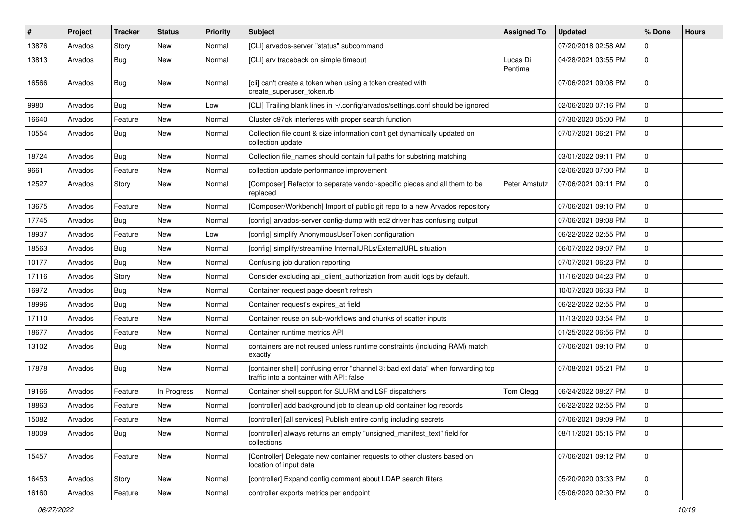| # | Project | Tracker | Status | Priority | Subject | Assigned To | Updated | % Done | Hours |
|---|---|---|---|---|---|---|---|---|---|
| 13876 | Arvados | Story | New | Normal | [CLI] arvados-server "status" subcommand | | 07/20/2018 02:58 AM | 0 | |
| 13813 | Arvados | Bug | New | Normal | [CLI] arv traceback on simple timeout | Lucas Di Pentima | 04/28/2021 03:55 PM | 0 | |
| 16566 | Arvados | Bug | New | Normal | [cli] can't create a token when using a token created with create_superuser_token.rb | | 07/06/2021 09:08 PM | 0 | |
| 9980 | Arvados | Bug | New | Low | [CLI] Trailing blank lines in ~/.config/arvados/settings.conf should be ignored | | 02/06/2020 07:16 PM | 0 | |
| 16640 | Arvados | Feature | New | Normal | Cluster c97qk interferes with proper search function | | 07/30/2020 05:00 PM | 0 | |
| 10554 | Arvados | Bug | New | Normal | Collection file count & size information don't get dynamically updated on collection update | | 07/07/2021 06:21 PM | 0 | |
| 18724 | Arvados | Bug | New | Normal | Collection file_names should contain full paths for substring matching | | 03/01/2022 09:11 PM | 0 | |
| 9661 | Arvados | Feature | New | Normal | collection update performance improvement | | 02/06/2020 07:00 PM | 0 | |
| 12527 | Arvados | Story | New | Normal | [Composer] Refactor to separate vendor-specific pieces and all them to be replaced | Peter Amstutz | 07/06/2021 09:11 PM | 0 | |
| 13675 | Arvados | Feature | New | Normal | [Composer/Workbench] Import of public git repo to a new Arvados repository | | 07/06/2021 09:10 PM | 0 | |
| 17745 | Arvados | Bug | New | Normal | [config] arvados-server config-dump with ec2 driver has confusing output | | 07/06/2021 09:08 PM | 0 | |
| 18937 | Arvados | Feature | New | Low | [config] simplify AnonymousUserToken configuration | | 06/22/2022 02:55 PM | 0 | |
| 18563 | Arvados | Bug | New | Normal | [config] simplify/streamline InternalURLs/ExternalURL situation | | 06/07/2022 09:07 PM | 0 | |
| 10177 | Arvados | Bug | New | Normal | Confusing job duration reporting | | 07/07/2021 06:23 PM | 0 | |
| 17116 | Arvados | Story | New | Normal | Consider excluding api_client_authorization from audit logs by default. | | 11/16/2020 04:23 PM | 0 | |
| 16972 | Arvados | Bug | New | Normal | Container request page doesn't refresh | | 10/07/2020 06:33 PM | 0 | |
| 18996 | Arvados | Bug | New | Normal | Container request's expires_at field | | 06/22/2022 02:55 PM | 0 | |
| 17110 | Arvados | Feature | New | Normal | Container reuse on sub-workflows and chunks of scatter inputs | | 11/13/2020 03:54 PM | 0 | |
| 18677 | Arvados | Feature | New | Normal | Container runtime metrics API | | 01/25/2022 06:56 PM | 0 | |
| 13102 | Arvados | Bug | New | Normal | containers are not reused unless runtime constraints (including RAM) match exactly | | 07/06/2021 09:10 PM | 0 | |
| 17878 | Arvados | Bug | New | Normal | [container shell] confusing error "channel 3: bad ext data" when forwarding tcp traffic into a container with API: false | | 07/08/2021 05:21 PM | 0 | |
| 19166 | Arvados | Feature | In Progress | Normal | Container shell support for SLURM and LSF dispatchers | Tom Clegg | 06/24/2022 08:27 PM | 0 | |
| 18863 | Arvados | Feature | New | Normal | [controller] add background job to clean up old container log records | | 06/22/2022 02:55 PM | 0 | |
| 15082 | Arvados | Feature | New | Normal | [controller] [all services] Publish entire config including secrets | | 07/06/2021 09:09 PM | 0 | |
| 18009 | Arvados | Bug | New | Normal | [controller] always returns an empty "unsigned_manifest_text" field for collections | | 08/11/2021 05:15 PM | 0 | |
| 15457 | Arvados | Feature | New | Normal | [Controller] Delegate new container requests to other clusters based on location of input data | | 07/06/2021 09:12 PM | 0 | |
| 16453 | Arvados | Story | New | Normal | [controller] Expand config comment about LDAP search filters | | 05/20/2020 03:33 PM | 0 | |
| 16160 | Arvados | Feature | New | Normal | controller exports metrics per endpoint | | 05/06/2020 02:30 PM | 0 | |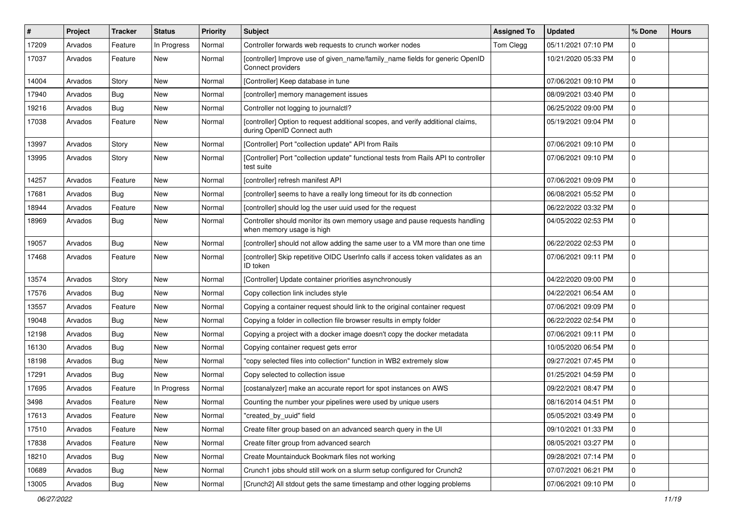| # | Project | Tracker | Status | Priority | Subject | Assigned To | Updated | % Done | Hours |
|---|---|---|---|---|---|---|---|---|---|
| 17209 | Arvados | Feature | In Progress | Normal | Controller forwards web requests to crunch worker nodes | Tom Clegg | 05/11/2021 07:10 PM | 0 | |
| 17037 | Arvados | Feature | New | Normal | [controller] Improve use of given_name/family_name fields for generic OpenID Connect providers | | 10/21/2020 05:33 PM | 0 | |
| 14004 | Arvados | Story | New | Normal | [Controller] Keep database in tune | | 07/06/2021 09:10 PM | 0 | |
| 17940 | Arvados | Bug | New | Normal | [controller] memory management issues | | 08/09/2021 03:40 PM | 0 | |
| 19216 | Arvados | Bug | New | Normal | Controller not logging to journalctl? | | 06/25/2022 09:00 PM | 0 | |
| 17038 | Arvados | Feature | New | Normal | [controller] Option to request additional scopes, and verify additional claims, during OpenID Connect auth | | 05/19/2021 09:04 PM | 0 | |
| 13997 | Arvados | Story | New | Normal | [Controller] Port "collection update" API from Rails | | 07/06/2021 09:10 PM | 0 | |
| 13995 | Arvados | Story | New | Normal | [Controller] Port "collection update" functional tests from Rails API to controller test suite | | 07/06/2021 09:10 PM | 0 | |
| 14257 | Arvados | Feature | New | Normal | [controller] refresh manifest API | | 07/06/2021 09:09 PM | 0 | |
| 17681 | Arvados | Bug | New | Normal | [controller] seems to have a really long timeout for its db connection | | 06/08/2021 05:52 PM | 0 | |
| 18944 | Arvados | Feature | New | Normal | [controller] should log the user uuid used for the request | | 06/22/2022 03:32 PM | 0 | |
| 18969 | Arvados | Bug | New | Normal | Controller should monitor its own memory usage and pause requests handling when memory usage is high | | 04/05/2022 02:53 PM | 0 | |
| 19057 | Arvados | Bug | New | Normal | [controller] should not allow adding the same user to a VM more than one time | | 06/22/2022 02:53 PM | 0 | |
| 17468 | Arvados | Feature | New | Normal | [controller] Skip repetitive OIDC UserInfo calls if access token validates as an ID token | | 07/06/2021 09:11 PM | 0 | |
| 13574 | Arvados | Story | New | Normal | [Controller] Update container priorities asynchronously | | 04/22/2020 09:00 PM | 0 | |
| 17576 | Arvados | Bug | New | Normal | Copy collection link includes style | | 04/22/2021 06:54 AM | 0 | |
| 13557 | Arvados | Feature | New | Normal | Copying a container request should link to the original container request | | 07/06/2021 09:09 PM | 0 | |
| 19048 | Arvados | Bug | New | Normal | Copying a folder in collection file browser results in empty folder | | 06/22/2022 02:54 PM | 0 | |
| 12198 | Arvados | Bug | New | Normal | Copying a project with a docker image doesn't copy the docker metadata | | 07/06/2021 09:11 PM | 0 | |
| 16130 | Arvados | Bug | New | Normal | Copying container request gets error | | 10/05/2020 06:54 PM | 0 | |
| 18198 | Arvados | Bug | New | Normal | "copy selected files into collection" function in WB2 extremely slow | | 09/27/2021 07:45 PM | 0 | |
| 17291 | Arvados | Bug | New | Normal | Copy selected to collection issue | | 01/25/2021 04:59 PM | 0 | |
| 17695 | Arvados | Feature | In Progress | Normal | [costanalyzer] make an accurate report for spot instances on AWS | | 09/22/2021 08:47 PM | 0 | |
| 3498 | Arvados | Feature | New | Normal | Counting the number your pipelines were used by unique users | | 08/16/2014 04:51 PM | 0 | |
| 17613 | Arvados | Feature | New | Normal | "created_by_uuid" field | | 05/05/2021 03:49 PM | 0 | |
| 17510 | Arvados | Feature | New | Normal | Create filter group based on an advanced search query in the UI | | 09/10/2021 01:33 PM | 0 | |
| 17838 | Arvados | Feature | New | Normal | Create filter group from advanced search | | 08/05/2021 03:27 PM | 0 | |
| 18210 | Arvados | Bug | New | Normal | Create Mountainduck Bookmark files not working | | 09/28/2021 07:14 PM | 0 | |
| 10689 | Arvados | Bug | New | Normal | Crunch1 jobs should still work on a slurm setup configured for Crunch2 | | 07/07/2021 06:21 PM | 0 | |
| 13005 | Arvados | Bug | New | Normal | [Crunch2] All stdout gets the same timestamp and other logging problems | | 07/06/2021 09:10 PM | 0 | |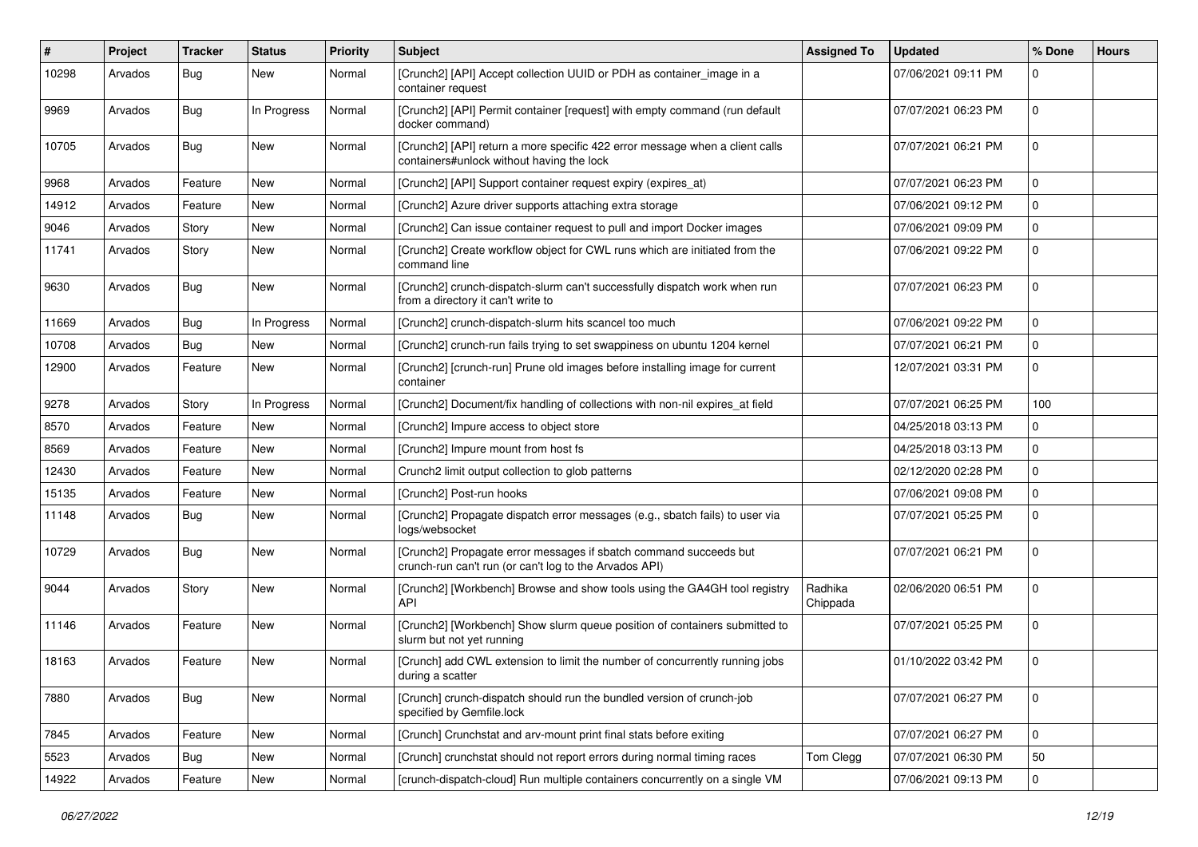| # | Project | Tracker | Status | Priority | Subject | Assigned To | Updated | % Done | Hours |
|---|---|---|---|---|---|---|---|---|---|
| 10298 | Arvados | Bug | New | Normal | [Crunch2] [API] Accept collection UUID or PDH as container_image in a container request | | 07/06/2021 09:11 PM | 0 | |
| 9969 | Arvados | Bug | In Progress | Normal | [Crunch2] [API] Permit container [request] with empty command (run default docker command) | | 07/07/2021 06:23 PM | 0 | |
| 10705 | Arvados | Bug | New | Normal | [Crunch2] [API] return a more specific 422 error message when a client calls containers#unlock without having the lock | | 07/07/2021 06:21 PM | 0 | |
| 9968 | Arvados | Feature | New | Normal | [Crunch2] [API] Support container request expiry (expires_at) | | 07/07/2021 06:23 PM | 0 | |
| 14912 | Arvados | Feature | New | Normal | [Crunch2] Azure driver supports attaching extra storage | | 07/06/2021 09:12 PM | 0 | |
| 9046 | Arvados | Story | New | Normal | [Crunch2] Can issue container request to pull and import Docker images | | 07/06/2021 09:09 PM | 0 | |
| 11741 | Arvados | Story | New | Normal | [Crunch2] Create workflow object for CWL runs which are initiated from the command line | | 07/06/2021 09:22 PM | 0 | |
| 9630 | Arvados | Bug | New | Normal | [Crunch2] crunch-dispatch-slurm can't successfully dispatch work when run from a directory it can't write to | | 07/07/2021 06:23 PM | 0 | |
| 11669 | Arvados | Bug | In Progress | Normal | [Crunch2] crunch-dispatch-slurm hits scancel too much | | 07/06/2021 09:22 PM | 0 | |
| 10708 | Arvados | Bug | New | Normal | [Crunch2] crunch-run fails trying to set swappiness on ubuntu 1204 kernel | | 07/07/2021 06:21 PM | 0 | |
| 12900 | Arvados | Feature | New | Normal | [Crunch2] [crunch-run] Prune old images before installing image for current container | | 12/07/2021 03:31 PM | 0 | |
| 9278 | Arvados | Story | In Progress | Normal | [Crunch2] Document/fix handling of collections with non-nil expires_at field | | 07/07/2021 06:25 PM | 100 | |
| 8570 | Arvados | Feature | New | Normal | [Crunch2] Impure access to object store | | 04/25/2018 03:13 PM | 0 | |
| 8569 | Arvados | Feature | New | Normal | [Crunch2] Impure mount from host fs | | 04/25/2018 03:13 PM | 0 | |
| 12430 | Arvados | Feature | New | Normal | Crunch2 limit output collection to glob patterns | | 02/12/2020 02:28 PM | 0 | |
| 15135 | Arvados | Feature | New | Normal | [Crunch2] Post-run hooks | | 07/06/2021 09:08 PM | 0 | |
| 11148 | Arvados | Bug | New | Normal | [Crunch2] Propagate dispatch error messages (e.g., sbatch fails) to user via logs/websocket | | 07/07/2021 05:25 PM | 0 | |
| 10729 | Arvados | Bug | New | Normal | [Crunch2] Propagate error messages if sbatch command succeeds but crunch-run can't run (or can't log to the Arvados API) | | 07/07/2021 06:21 PM | 0 | |
| 9044 | Arvados | Story | New | Normal | [Crunch2] [Workbench] Browse and show tools using the GA4GH tool registry API | Radhika Chippada | 02/06/2020 06:51 PM | 0 | |
| 11146 | Arvados | Feature | New | Normal | [Crunch2] [Workbench] Show slurm queue position of containers submitted to slurm but not yet running | | 07/07/2021 05:25 PM | 0 | |
| 18163 | Arvados | Feature | New | Normal | [Crunch] add CWL extension to limit the number of concurrently running jobs during a scatter | | 01/10/2022 03:42 PM | 0 | |
| 7880 | Arvados | Bug | New | Normal | [Crunch] crunch-dispatch should run the bundled version of crunch-job specified by Gemfile.lock | | 07/07/2021 06:27 PM | 0 | |
| 7845 | Arvados | Feature | New | Normal | [Crunch] Crunchstat and arv-mount print final stats before exiting | | 07/07/2021 06:27 PM | 0 | |
| 5523 | Arvados | Bug | New | Normal | [Crunch] crunchstat should not report errors during normal timing races | Tom Clegg | 07/07/2021 06:30 PM | 50 | |
| 14922 | Arvados | Feature | New | Normal | [crunch-dispatch-cloud] Run multiple containers concurrently on a single VM | | 07/06/2021 09:13 PM | 0 | |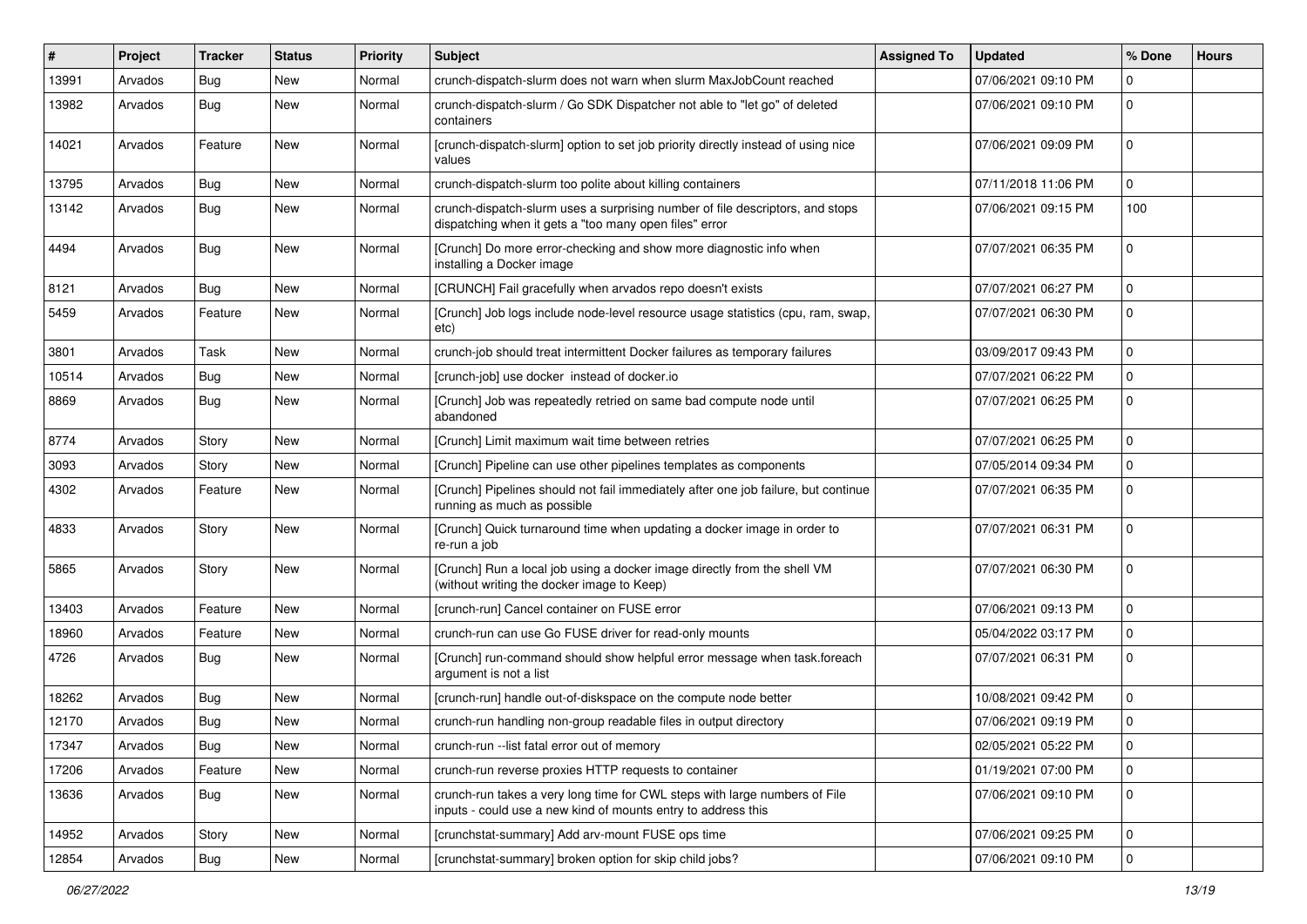| # | Project | Tracker | Status | Priority | Subject | Assigned To | Updated | % Done | Hours |
|---|---|---|---|---|---|---|---|---|---|
| 13991 | Arvados | Bug | New | Normal | crunch-dispatch-slurm does not warn when slurm MaxJobCount reached | | 07/06/2021 09:10 PM | 0 | |
| 13982 | Arvados | Bug | New | Normal | crunch-dispatch-slurm / Go SDK Dispatcher not able to "let go" of deleted containers | | 07/06/2021 09:10 PM | 0 | |
| 14021 | Arvados | Feature | New | Normal | [crunch-dispatch-slurm] option to set job priority directly instead of using nice values | | 07/06/2021 09:09 PM | 0 | |
| 13795 | Arvados | Bug | New | Normal | crunch-dispatch-slurm too polite about killing containers | | 07/11/2018 11:06 PM | 0 | |
| 13142 | Arvados | Bug | New | Normal | crunch-dispatch-slurm uses a surprising number of file descriptors, and stops dispatching when it gets a "too many open files" error | | 07/06/2021 09:15 PM | 100 | |
| 4494 | Arvados | Bug | New | Normal | [Crunch] Do more error-checking and show more diagnostic info when installing a Docker image | | 07/07/2021 06:35 PM | 0 | |
| 8121 | Arvados | Bug | New | Normal | [CRUNCH] Fail gracefully when arvados repo doesn't exists | | 07/07/2021 06:27 PM | 0 | |
| 5459 | Arvados | Feature | New | Normal | [Crunch] Job logs include node-level resource usage statistics (cpu, ram, swap, etc) | | 07/07/2021 06:30 PM | 0 | |
| 3801 | Arvados | Task | New | Normal | crunch-job should treat intermittent Docker failures as temporary failures | | 03/09/2017 09:43 PM | 0 | |
| 10514 | Arvados | Bug | New | Normal | [crunch-job] use docker instead of docker.io | | 07/07/2021 06:22 PM | 0 | |
| 8869 | Arvados | Bug | New | Normal | [Crunch] Job was repeatedly retried on same bad compute node until abandoned | | 07/07/2021 06:25 PM | 0 | |
| 8774 | Arvados | Story | New | Normal | [Crunch] Limit maximum wait time between retries | | 07/07/2021 06:25 PM | 0 | |
| 3093 | Arvados | Story | New | Normal | [Crunch] Pipeline can use other pipelines templates as components | | 07/05/2014 09:34 PM | 0 | |
| 4302 | Arvados | Feature | New | Normal | [Crunch] Pipelines should not fail immediately after one job failure, but continue running as much as possible | | 07/07/2021 06:35 PM | 0 | |
| 4833 | Arvados | Story | New | Normal | [Crunch] Quick turnaround time when updating a docker image in order to re-run a job | | 07/07/2021 06:31 PM | 0 | |
| 5865 | Arvados | Story | New | Normal | [Crunch] Run a local job using a docker image directly from the shell VM (without writing the docker image to Keep) | | 07/07/2021 06:30 PM | 0 | |
| 13403 | Arvados | Feature | New | Normal | [crunch-run] Cancel container on FUSE error | | 07/06/2021 09:13 PM | 0 | |
| 18960 | Arvados | Feature | New | Normal | crunch-run can use Go FUSE driver for read-only mounts | | 05/04/2022 03:17 PM | 0 | |
| 4726 | Arvados | Bug | New | Normal | [Crunch] run-command should show helpful error message when task.foreach argument is not a list | | 07/07/2021 06:31 PM | 0 | |
| 18262 | Arvados | Bug | New | Normal | [crunch-run] handle out-of-diskspace on the compute node better | | 10/08/2021 09:42 PM | 0 | |
| 12170 | Arvados | Bug | New | Normal | crunch-run handling non-group readable files in output directory | | 07/06/2021 09:19 PM | 0 | |
| 17347 | Arvados | Bug | New | Normal | crunch-run --list fatal error out of memory | | 02/05/2021 05:22 PM | 0 | |
| 17206 | Arvados | Feature | New | Normal | crunch-run reverse proxies HTTP requests to container | | 01/19/2021 07:00 PM | 0 | |
| 13636 | Arvados | Bug | New | Normal | crunch-run takes a very long time for CWL steps with large numbers of File inputs - could use a new kind of mounts entry to address this | | 07/06/2021 09:10 PM | 0 | |
| 14952 | Arvados | Story | New | Normal | [crunchstat-summary] Add arv-mount FUSE ops time | | 07/06/2021 09:25 PM | 0 | |
| 12854 | Arvados | Bug | New | Normal | [crunchstat-summary] broken option for skip child jobs? | | 07/06/2021 09:10 PM | 0 | |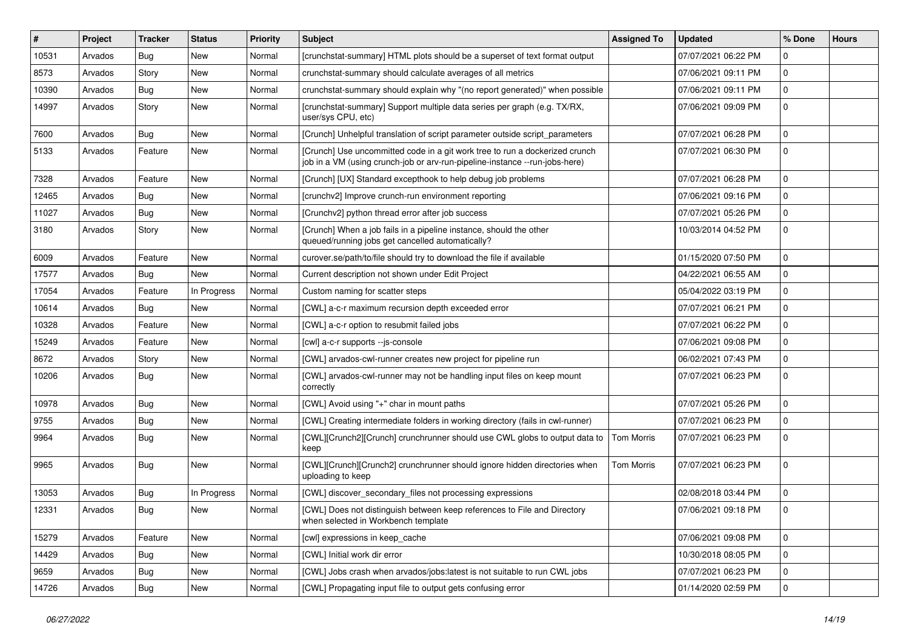| # | Project | Tracker | Status | Priority | Subject | Assigned To | Updated | % Done | Hours |
|---|---|---|---|---|---|---|---|---|---|
| 10531 | Arvados | Bug | New | Normal | [crunchstat-summary] HTML plots should be a superset of text format output | | 07/07/2021 06:22 PM | 0 | |
| 8573 | Arvados | Story | New | Normal | crunchstat-summary should calculate averages of all metrics | | 07/06/2021 09:11 PM | 0 | |
| 10390 | Arvados | Bug | New | Normal | crunchstat-summary should explain why "(no report generated)" when possible | | 07/06/2021 09:11 PM | 0 | |
| 14997 | Arvados | Story | New | Normal | [crunchstat-summary] Support multiple data series per graph (e.g. TX/RX, user/sys CPU, etc) | | 07/06/2021 09:09 PM | 0 | |
| 7600 | Arvados | Bug | New | Normal | [Crunch] Unhelpful translation of script parameter outside script_parameters | | 07/07/2021 06:28 PM | 0 | |
| 5133 | Arvados | Feature | New | Normal | [Crunch] Use uncommitted code in a git work tree to run a dockerized crunch job in a VM (using crunch-job or arv-run-pipeline-instance --run-jobs-here) | | 07/07/2021 06:30 PM | 0 | |
| 7328 | Arvados | Feature | New | Normal | [Crunch] [UX] Standard excepthook to help debug job problems | | 07/07/2021 06:28 PM | 0 | |
| 12465 | Arvados | Bug | New | Normal | [crunchv2] Improve crunch-run environment reporting | | 07/06/2021 09:16 PM | 0 | |
| 11027 | Arvados | Bug | New | Normal | [Crunchv2] python thread error after job success | | 07/07/2021 05:26 PM | 0 | |
| 3180 | Arvados | Story | New | Normal | [Crunch] When a job fails in a pipeline instance, should the other queued/running jobs get cancelled automatically? | | 10/03/2014 04:52 PM | 0 | |
| 6009 | Arvados | Feature | New | Normal | curover.se/path/to/file should try to download the file if available | | 01/15/2020 07:50 PM | 0 | |
| 17577 | Arvados | Bug | New | Normal | Current description not shown under Edit Project | | 04/22/2021 06:55 AM | 0 | |
| 17054 | Arvados | Feature | In Progress | Normal | Custom naming for scatter steps | | 05/04/2022 03:19 PM | 0 | |
| 10614 | Arvados | Bug | New | Normal | [CWL] a-c-r maximum recursion depth exceeded error | | 07/07/2021 06:21 PM | 0 | |
| 10328 | Arvados | Feature | New | Normal | [CWL] a-c-r option to resubmit failed jobs | | 07/07/2021 06:22 PM | 0 | |
| 15249 | Arvados | Feature | New | Normal | [cwl] a-c-r supports --js-console | | 07/06/2021 09:08 PM | 0 | |
| 8672 | Arvados | Story | New | Normal | [CWL] arvados-cwl-runner creates new project for pipeline run | | 06/02/2021 07:43 PM | 0 | |
| 10206 | Arvados | Bug | New | Normal | [CWL] arvados-cwl-runner may not be handling input files on keep mount correctly | | 07/07/2021 06:23 PM | 0 | |
| 10978 | Arvados | Bug | New | Normal | [CWL] Avoid using "+" char in mount paths | | 07/07/2021 05:26 PM | 0 | |
| 9755 | Arvados | Bug | New | Normal | [CWL] Creating intermediate folders in working directory (fails in cwl-runner) | | 07/07/2021 06:23 PM | 0 | |
| 9964 | Arvados | Bug | New | Normal | [CWL][Crunch2][Crunch] crunchrunner should use CWL globs to output data to keep | Tom Morris | 07/07/2021 06:23 PM | 0 | |
| 9965 | Arvados | Bug | New | Normal | [CWL][Crunch][Crunch2] crunchrunner should ignore hidden directories when uploading to keep | Tom Morris | 07/07/2021 06:23 PM | 0 | |
| 13053 | Arvados | Bug | In Progress | Normal | [CWL] discover_secondary_files not processing expressions | | 02/08/2018 03:44 PM | 0 | |
| 12331 | Arvados | Bug | New | Normal | [CWL] Does not distinguish between keep references to File and Directory when selected in Workbench template | | 07/06/2021 09:18 PM | 0 | |
| 15279 | Arvados | Feature | New | Normal | [cwl] expressions in keep_cache | | 07/06/2021 09:08 PM | 0 | |
| 14429 | Arvados | Bug | New | Normal | [CWL] Initial work dir error | | 10/30/2018 08:05 PM | 0 | |
| 9659 | Arvados | Bug | New | Normal | [CWL] Jobs crash when arvados/jobs:latest is not suitable to run CWL jobs | | 07/07/2021 06:23 PM | 0 | |
| 14726 | Arvados | Bug | New | Normal | [CWL] Propagating input file to output gets confusing error | | 01/14/2020 02:59 PM | 0 | |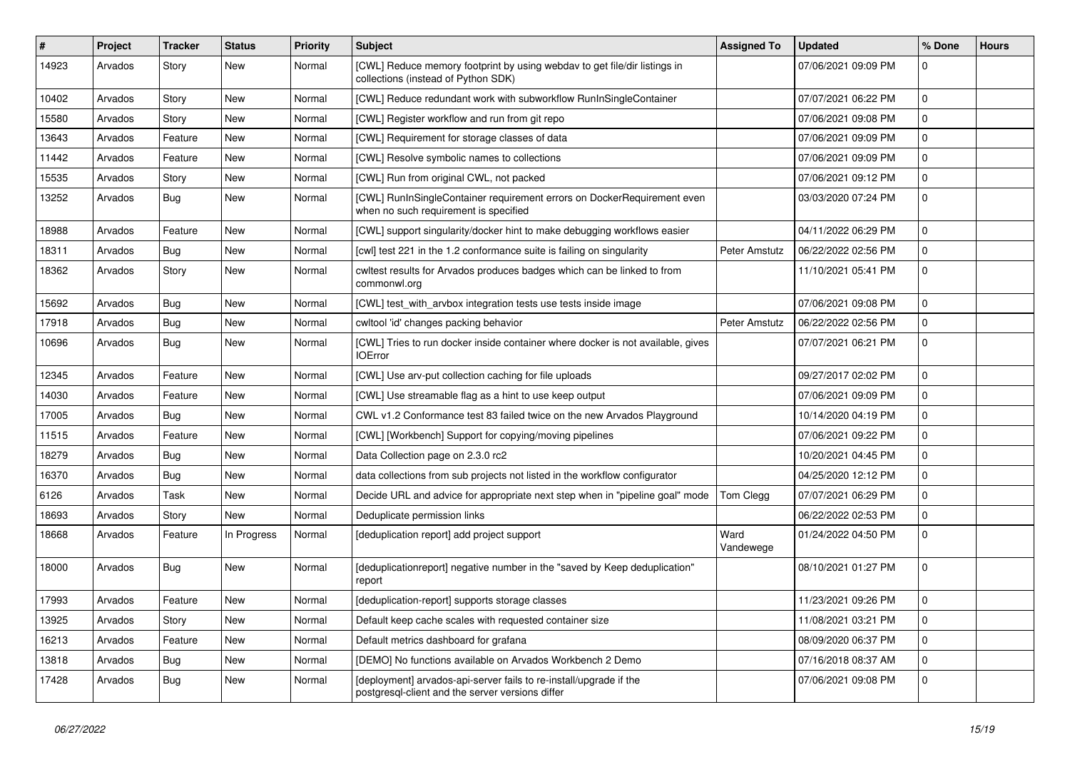| # | Project | Tracker | Status | Priority | Subject | Assigned To | Updated | % Done | Hours |
|---|---|---|---|---|---|---|---|---|---|
| 14923 | Arvados | Story | New | Normal | [CWL] Reduce memory footprint by using webdav to get file/dir listings in collections (instead of Python SDK) | | 07/06/2021 09:09 PM | 0 | |
| 10402 | Arvados | Story | New | Normal | [CWL] Reduce redundant work with subworkflow RunInSingleContainer | | 07/07/2021 06:22 PM | 0 | |
| 15580 | Arvados | Story | New | Normal | [CWL] Register workflow and run from git repo | | 07/06/2021 09:08 PM | 0 | |
| 13643 | Arvados | Feature | New | Normal | [CWL] Requirement for storage classes of data | | 07/06/2021 09:09 PM | 0 | |
| 11442 | Arvados | Feature | New | Normal | [CWL] Resolve symbolic names to collections | | 07/06/2021 09:09 PM | 0 | |
| 15535 | Arvados | Story | New | Normal | [CWL] Run from original CWL, not packed | | 07/06/2021 09:12 PM | 0 | |
| 13252 | Arvados | Bug | New | Normal | [CWL] RunInSingleContainer requirement errors on DockerRequirement even when no such requirement is specified | | 03/03/2020 07:24 PM | 0 | |
| 18988 | Arvados | Feature | New | Normal | [CWL] support singularity/docker hint to make debugging workflows easier | | 04/11/2022 06:29 PM | 0 | |
| 18311 | Arvados | Bug | New | Normal | [cwl] test 221 in the 1.2 conformance suite is failing on singularity | Peter Amstutz | 06/22/2022 02:56 PM | 0 | |
| 18362 | Arvados | Story | New | Normal | cwltest results for Arvados produces badges which can be linked to from commonwl.org | | 11/10/2021 05:41 PM | 0 | |
| 15692 | Arvados | Bug | New | Normal | [CWL] test_with_arvbox integration tests use tests inside image | | 07/06/2021 09:08 PM | 0 | |
| 17918 | Arvados | Bug | New | Normal | cwltool 'id' changes packing behavior | Peter Amstutz | 06/22/2022 02:56 PM | 0 | |
| 10696 | Arvados | Bug | New | Normal | [CWL] Tries to run docker inside container where docker is not available, gives IOError | | 07/07/2021 06:21 PM | 0 | |
| 12345 | Arvados | Feature | New | Normal | [CWL] Use arv-put collection caching for file uploads | | 09/27/2017 02:02 PM | 0 | |
| 14030 | Arvados | Feature | New | Normal | [CWL] Use streamable flag as a hint to use keep output | | 07/06/2021 09:09 PM | 0 | |
| 17005 | Arvados | Bug | New | Normal | CWL v1.2 Conformance test 83 failed twice on the new Arvados Playground | | 10/14/2020 04:19 PM | 0 | |
| 11515 | Arvados | Feature | New | Normal | [CWL] [Workbench] Support for copying/moving pipelines | | 07/06/2021 09:22 PM | 0 | |
| 18279 | Arvados | Bug | New | Normal | Data Collection page on 2.3.0 rc2 | | 10/20/2021 04:45 PM | 0 | |
| 16370 | Arvados | Bug | New | Normal | data collections from sub projects not listed in the workflow configurator | | 04/25/2020 12:12 PM | 0 | |
| 6126 | Arvados | Task | New | Normal | Decide URL and advice for appropriate next step when in "pipeline goal" mode | Tom Clegg | 07/07/2021 06:29 PM | 0 | |
| 18693 | Arvados | Story | New | Normal | Deduplicate permission links | | 06/22/2022 02:53 PM | 0 | |
| 18668 | Arvados | Feature | In Progress | Normal | [deduplication report] add project support | Ward Vandewege | 01/24/2022 04:50 PM | 0 | |
| 18000 | Arvados | Bug | New | Normal | [deduplicationreport] negative number in the "saved by Keep deduplication" report | | 08/10/2021 01:27 PM | 0 | |
| 17993 | Arvados | Feature | New | Normal | [deduplication-report] supports storage classes | | 11/23/2021 09:26 PM | 0 | |
| 13925 | Arvados | Story | New | Normal | Default keep cache scales with requested container size | | 11/08/2021 03:21 PM | 0 | |
| 16213 | Arvados | Feature | New | Normal | Default metrics dashboard for grafana | | 08/09/2020 06:37 PM | 0 | |
| 13818 | Arvados | Bug | New | Normal | [DEMO] No functions available on Arvados Workbench 2 Demo | | 07/16/2018 08:37 AM | 0 | |
| 17428 | Arvados | Bug | New | Normal | [deployment] arvados-api-server fails to re-install/upgrade if the postgresql-client and the server versions differ | | 07/06/2021 09:08 PM | 0 | |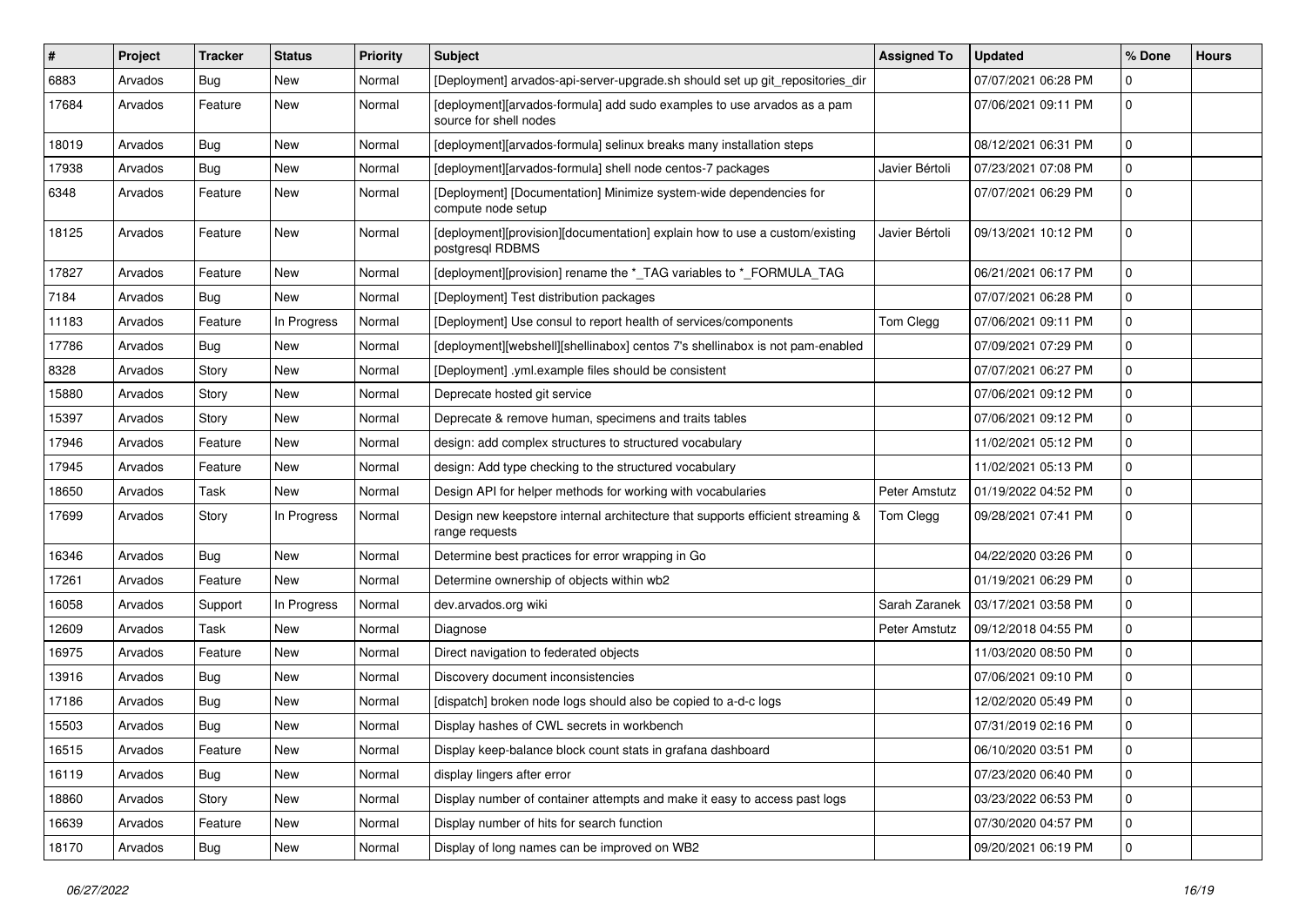| # | Project | Tracker | Status | Priority | Subject | Assigned To | Updated | % Done | Hours |
|---|---|---|---|---|---|---|---|---|---|
| 6883 | Arvados | Bug | New | Normal | [Deployment] arvados-api-server-upgrade.sh should set up git_repositories_dir | | 07/07/2021 06:28 PM | 0 | |
| 17684 | Arvados | Feature | New | Normal | [deployment][arvados-formula] add sudo examples to use arvados as a pam source for shell nodes | | 07/06/2021 09:11 PM | 0 | |
| 18019 | Arvados | Bug | New | Normal | [deployment][arvados-formula] selinux breaks many installation steps | | 08/12/2021 06:31 PM | 0 | |
| 17938 | Arvados | Bug | New | Normal | [deployment][arvados-formula] shell node centos-7 packages | Javier Bértoli | 07/23/2021 07:08 PM | 0 | |
| 6348 | Arvados | Feature | New | Normal | [Deployment] [Documentation] Minimize system-wide dependencies for compute node setup | | 07/07/2021 06:29 PM | 0 | |
| 18125 | Arvados | Feature | New | Normal | [deployment][provision][documentation] explain how to use a custom/existing postgresql RDBMS | Javier Bértoli | 09/13/2021 10:12 PM | 0 | |
| 17827 | Arvados | Feature | New | Normal | [deployment][provision] rename the *_TAG variables to *_FORMULA_TAG | | 06/21/2021 06:17 PM | 0 | |
| 7184 | Arvados | Bug | New | Normal | [Deployment] Test distribution packages | | 07/07/2021 06:28 PM | 0 | |
| 11183 | Arvados | Feature | In Progress | Normal | [Deployment] Use consul to report health of services/components | Tom Clegg | 07/06/2021 09:11 PM | 0 | |
| 17786 | Arvados | Bug | New | Normal | [deployment][webshell][shellinabox] centos 7's shellinabox is not pam-enabled | | 07/09/2021 07:29 PM | 0 | |
| 8328 | Arvados | Story | New | Normal | [Deployment] .yml.example files should be consistent | | 07/07/2021 06:27 PM | 0 | |
| 15880 | Arvados | Story | New | Normal | Deprecate hosted git service | | 07/06/2021 09:12 PM | 0 | |
| 15397 | Arvados | Story | New | Normal | Deprecate & remove human, specimens and traits tables | | 07/06/2021 09:12 PM | 0 | |
| 17946 | Arvados | Feature | New | Normal | design: add complex structures to structured vocabulary | | 11/02/2021 05:12 PM | 0 | |
| 17945 | Arvados | Feature | New | Normal | design: Add type checking to the structured vocabulary | | 11/02/2021 05:13 PM | 0 | |
| 18650 | Arvados | Task | New | Normal | Design API for helper methods for working with vocabularies | Peter Amstutz | 01/19/2022 04:52 PM | 0 | |
| 17699 | Arvados | Story | In Progress | Normal | Design new keepstore internal architecture that supports efficient streaming & range requests | Tom Clegg | 09/28/2021 07:41 PM | 0 | |
| 16346 | Arvados | Bug | New | Normal | Determine best practices for error wrapping in Go | | 04/22/2020 03:26 PM | 0 | |
| 17261 | Arvados | Feature | New | Normal | Determine ownership of objects within wb2 | | 01/19/2021 06:29 PM | 0 | |
| 16058 | Arvados | Support | In Progress | Normal | dev.arvados.org wiki | Sarah Zaranek | 03/17/2021 03:58 PM | 0 | |
| 12609 | Arvados | Task | New | Normal | Diagnose | Peter Amstutz | 09/12/2018 04:55 PM | 0 | |
| 16975 | Arvados | Feature | New | Normal | Direct navigation to federated objects | | 11/03/2020 08:50 PM | 0 | |
| 13916 | Arvados | Bug | New | Normal | Discovery document inconsistencies | | 07/06/2021 09:10 PM | 0 | |
| 17186 | Arvados | Bug | New | Normal | [dispatch] broken node logs should also be copied to a-d-c logs | | 12/02/2020 05:49 PM | 0 | |
| 15503 | Arvados | Bug | New | Normal | Display hashes of CWL secrets in workbench | | 07/31/2019 02:16 PM | 0 | |
| 16515 | Arvados | Feature | New | Normal | Display keep-balance block count stats in grafana dashboard | | 06/10/2020 03:51 PM | 0 | |
| 16119 | Arvados | Bug | New | Normal | display lingers after error | | 07/23/2020 06:40 PM | 0 | |
| 18860 | Arvados | Story | New | Normal | Display number of container attempts and make it easy to access past logs | | 03/23/2022 06:53 PM | 0 | |
| 16639 | Arvados | Feature | New | Normal | Display number of hits for search function | | 07/30/2020 04:57 PM | 0 | |
| 18170 | Arvados | Bug | New | Normal | Display of long names can be improved on WB2 | | 09/20/2021 06:19 PM | 0 | |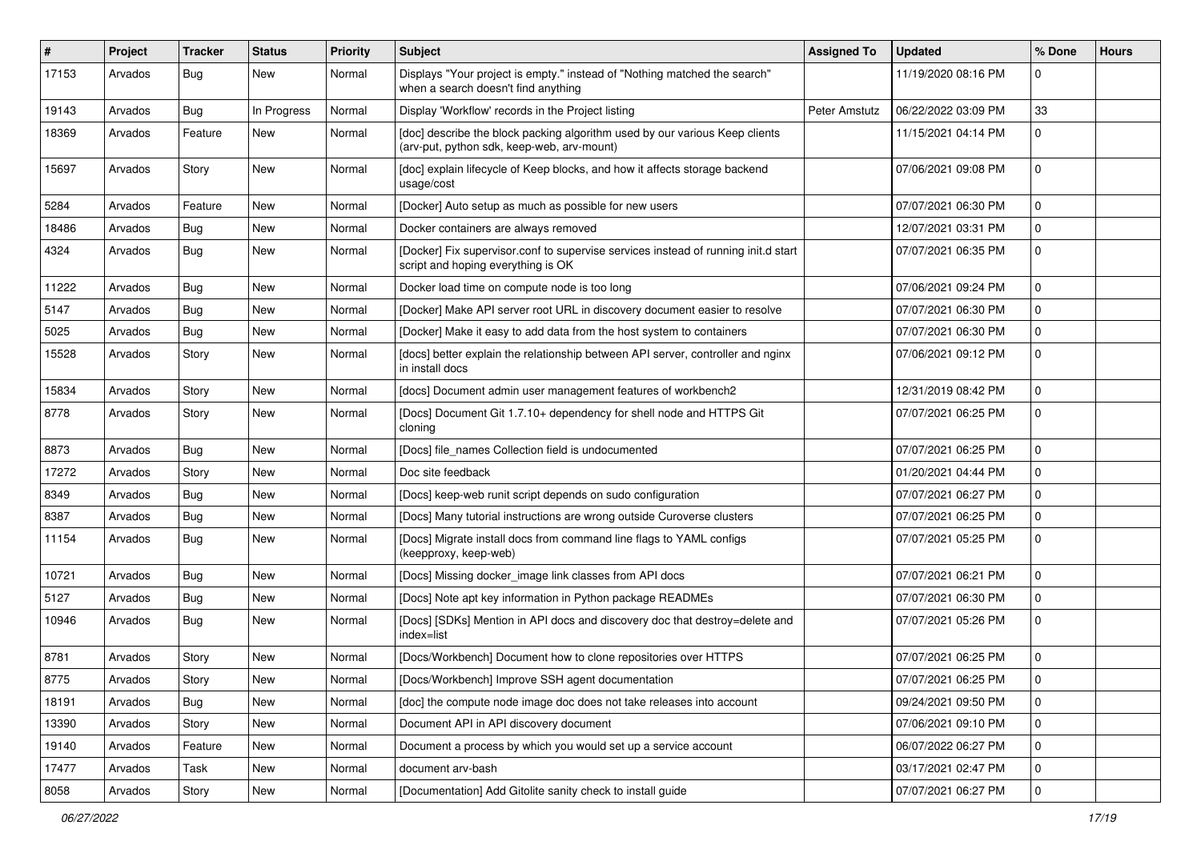| # | Project | Tracker | Status | Priority | Subject | Assigned To | Updated | % Done | Hours |
|---|---|---|---|---|---|---|---|---|---|
| 17153 | Arvados | Bug | New | Normal | Displays "Your project is empty." instead of "Nothing matched the search" when a search doesn't find anything | | 11/19/2020 08:16 PM | 0 | |
| 19143 | Arvados | Bug | In Progress | Normal | Display 'Workflow' records in the Project listing | Peter Amstutz | 06/22/2022 03:09 PM | 33 | |
| 18369 | Arvados | Feature | New | Normal | [doc] describe the block packing algorithm used by our various Keep clients (arv-put, python sdk, keep-web, arv-mount) | | 11/15/2021 04:14 PM | 0 | |
| 15697 | Arvados | Story | New | Normal | [doc] explain lifecycle of Keep blocks, and how it affects storage backend usage/cost | | 07/06/2021 09:08 PM | 0 | |
| 5284 | Arvados | Feature | New | Normal | [Docker] Auto setup as much as possible for new users | | 07/07/2021 06:30 PM | 0 | |
| 18486 | Arvados | Bug | New | Normal | Docker containers are always removed | | 12/07/2021 03:31 PM | 0 | |
| 4324 | Arvados | Bug | New | Normal | [Docker] Fix supervisor.conf to supervise services instead of running init.d start script and hoping everything is OK | | 07/07/2021 06:35 PM | 0 | |
| 11222 | Arvados | Bug | New | Normal | Docker load time on compute node is too long | | 07/06/2021 09:24 PM | 0 | |
| 5147 | Arvados | Bug | New | Normal | [Docker] Make API server root URL in discovery document easier to resolve | | 07/07/2021 06:30 PM | 0 | |
| 5025 | Arvados | Bug | New | Normal | [Docker] Make it easy to add data from the host system to containers | | 07/07/2021 06:30 PM | 0 | |
| 15528 | Arvados | Story | New | Normal | [docs] better explain the relationship between API server, controller and nginx in install docs | | 07/06/2021 09:12 PM | 0 | |
| 15834 | Arvados | Story | New | Normal | [docs] Document admin user management features of workbench2 | | 12/31/2019 08:42 PM | 0 | |
| 8778 | Arvados | Story | New | Normal | [Docs] Document Git 1.7.10+ dependency for shell node and HTTPS Git cloning | | 07/07/2021 06:25 PM | 0 | |
| 8873 | Arvados | Bug | New | Normal | [Docs] file_names Collection field is undocumented | | 07/07/2021 06:25 PM | 0 | |
| 17272 | Arvados | Story | New | Normal | Doc site feedback | | 01/20/2021 04:44 PM | 0 | |
| 8349 | Arvados | Bug | New | Normal | [Docs] keep-web runit script depends on sudo configuration | | 07/07/2021 06:27 PM | 0 | |
| 8387 | Arvados | Bug | New | Normal | [Docs] Many tutorial instructions are wrong outside Curoverse clusters | | 07/07/2021 06:25 PM | 0 | |
| 11154 | Arvados | Bug | New | Normal | [Docs] Migrate install docs from command line flags to YAML configs (keepproxy, keep-web) | | 07/07/2021 05:25 PM | 0 | |
| 10721 | Arvados | Bug | New | Normal | [Docs] Missing docker_image link classes from API docs | | 07/07/2021 06:21 PM | 0 | |
| 5127 | Arvados | Bug | New | Normal | [Docs] Note apt key information in Python package READMEs | | 07/07/2021 06:30 PM | 0 | |
| 10946 | Arvados | Bug | New | Normal | [Docs] [SDKs] Mention in API docs and discovery doc that destroy=delete and index=list | | 07/07/2021 05:26 PM | 0 | |
| 8781 | Arvados | Story | New | Normal | [Docs/Workbench] Document how to clone repositories over HTTPS | | 07/07/2021 06:25 PM | 0 | |
| 8775 | Arvados | Story | New | Normal | [Docs/Workbench] Improve SSH agent documentation | | 07/07/2021 06:25 PM | 0 | |
| 18191 | Arvados | Bug | New | Normal | [doc] the compute node image doc does not take releases into account | | 09/24/2021 09:50 PM | 0 | |
| 13390 | Arvados | Story | New | Normal | Document API in API discovery document | | 07/06/2021 09:10 PM | 0 | |
| 19140 | Arvados | Feature | New | Normal | Document a process by which you would set up a service account | | 06/07/2022 06:27 PM | 0 | |
| 17477 | Arvados | Task | New | Normal | document arv-bash | | 03/17/2021 02:47 PM | 0 | |
| 8058 | Arvados | Story | New | Normal | [Documentation] Add Gitolite sanity check to install guide | | 07/07/2021 06:27 PM | 0 | |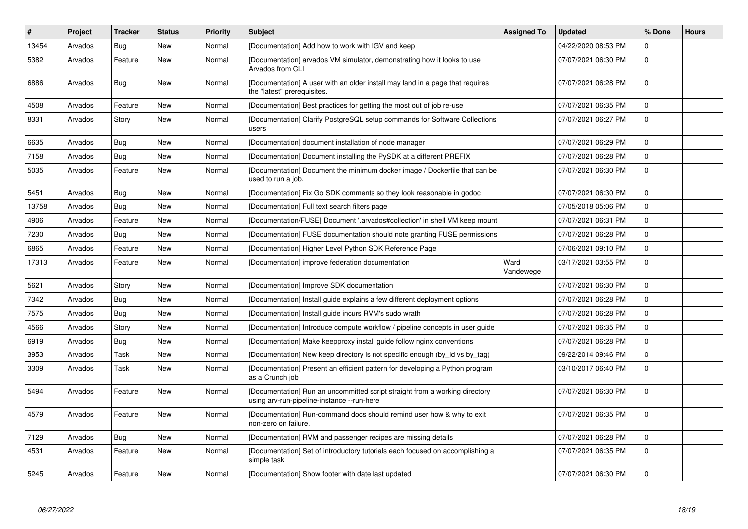| # | Project | Tracker | Status | Priority | Subject | Assigned To | Updated | % Done | Hours |
|---|---|---|---|---|---|---|---|---|---|
| 13454 | Arvados | Bug | New | Normal | [Documentation] Add how to work with IGV and keep | | 04/22/2020 08:53 PM | 0 | |
| 5382 | Arvados | Feature | New | Normal | [Documentation] arvados VM simulator, demonstrating how it looks to use Arvados from CLI | | 07/07/2021 06:30 PM | 0 | |
| 6886 | Arvados | Bug | New | Normal | [Documentation] A user with an older install may land in a page that requires the "latest" prerequisites. | | 07/07/2021 06:28 PM | 0 | |
| 4508 | Arvados | Feature | New | Normal | [Documentation] Best practices for getting the most out of job re-use | | 07/07/2021 06:35 PM | 0 | |
| 8331 | Arvados | Story | New | Normal | [Documentation] Clarify PostgreSQL setup commands for Software Collections users | | 07/07/2021 06:27 PM | 0 | |
| 6635 | Arvados | Bug | New | Normal | [Documentation] document installation of node manager | | 07/07/2021 06:29 PM | 0 | |
| 7158 | Arvados | Bug | New | Normal | [Documentation] Document installing the PySDK at a different PREFIX | | 07/07/2021 06:28 PM | 0 | |
| 5035 | Arvados | Feature | New | Normal | [Documentation] Document the minimum docker image / Dockerfile that can be used to run a job. | | 07/07/2021 06:30 PM | 0 | |
| 5451 | Arvados | Bug | New | Normal | [Documentation] Fix Go SDK comments so they look reasonable in godoc | | 07/07/2021 06:30 PM | 0 | |
| 13758 | Arvados | Bug | New | Normal | [Documentation] Full text search filters page | | 07/05/2018 05:06 PM | 0 | |
| 4906 | Arvados | Feature | New | Normal | [Documentation/FUSE] Document '.arvados#collection' in shell VM keep mount | | 07/07/2021 06:31 PM | 0 | |
| 7230 | Arvados | Bug | New | Normal | [Documentation] FUSE documentation should note granting FUSE permissions | | 07/07/2021 06:28 PM | 0 | |
| 6865 | Arvados | Feature | New | Normal | [Documentation] Higher Level Python SDK Reference Page | | 07/06/2021 09:10 PM | 0 | |
| 17313 | Arvados | Feature | New | Normal | [Documentation] improve federation documentation | Ward Vandewege | 03/17/2021 03:55 PM | 0 | |
| 5621 | Arvados | Story | New | Normal | [Documentation] Improve SDK documentation | | 07/07/2021 06:30 PM | 0 | |
| 7342 | Arvados | Bug | New | Normal | [Documentation] Install guide explains a few different deployment options | | 07/07/2021 06:28 PM | 0 | |
| 7575 | Arvados | Bug | New | Normal | [Documentation] Install guide incurs RVM's sudo wrath | | 07/07/2021 06:28 PM | 0 | |
| 4566 | Arvados | Story | New | Normal | [Documentation] Introduce compute workflow / pipeline concepts in user guide | | 07/07/2021 06:35 PM | 0 | |
| 6919 | Arvados | Bug | New | Normal | [Documentation] Make keepproxy install guide follow nginx conventions | | 07/07/2021 06:28 PM | 0 | |
| 3953 | Arvados | Task | New | Normal | [Documentation] New keep directory is not specific enough (by_id vs by_tag) | | 09/22/2014 09:46 PM | 0 | |
| 3309 | Arvados | Task | New | Normal | [Documentation] Present an efficient pattern for developing a Python program as a Crunch job | | 03/10/2017 06:40 PM | 0 | |
| 5494 | Arvados | Feature | New | Normal | [Documentation] Run an uncommitted script straight from a working directory using arv-run-pipeline-instance --run-here | | 07/07/2021 06:30 PM | 0 | |
| 4579 | Arvados | Feature | New | Normal | [Documentation] Run-command docs should remind user how & why to exit non-zero on failure. | | 07/07/2021 06:35 PM | 0 | |
| 7129 | Arvados | Bug | New | Normal | [Documentation] RVM and passenger recipes are missing details | | 07/07/2021 06:28 PM | 0 | |
| 4531 | Arvados | Feature | New | Normal | [Documentation] Set of introductory tutorials each focused on accomplishing a simple task | | 07/07/2021 06:35 PM | 0 | |
| 5245 | Arvados | Feature | New | Normal | [Documentation] Show footer with date last updated | | 07/07/2021 06:30 PM | 0 | |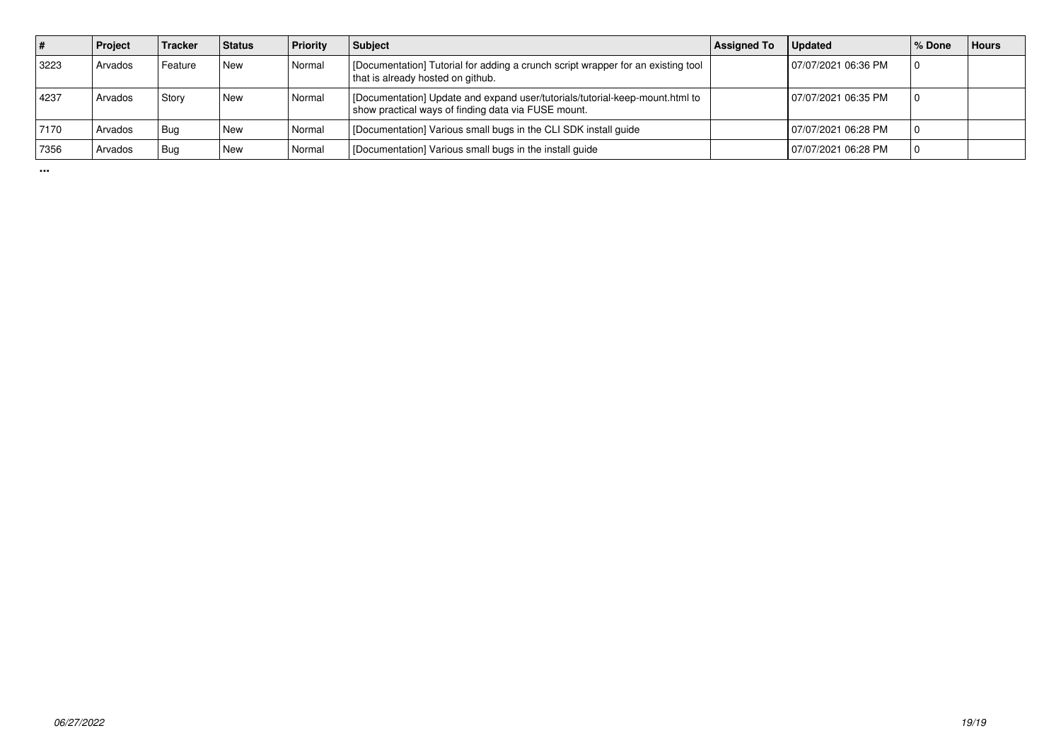| # | Project | Tracker | Status | Priority | Subject | Assigned To | Updated | % Done | Hours |
|---|---|---|---|---|---|---|---|---|---|
| 3223 | Arvados | Feature | New | Normal | [Documentation] Tutorial for adding a crunch script wrapper for an existing tool that is already hosted on github. | | 07/07/2021 06:36 PM | 0 | |
| 4237 | Arvados | Story | New | Normal | [Documentation] Update and expand user/tutorials/tutorial-keep-mount.html to show practical ways of finding data via FUSE mount. | | 07/07/2021 06:35 PM | 0 | |
| 7170 | Arvados | Bug | New | Normal | [Documentation] Various small bugs in the CLI SDK install guide | | 07/07/2021 06:28 PM | 0 | |
| 7356 | Arvados | Bug | New | Normal | [Documentation] Various small bugs in the install guide | | 07/07/2021 06:28 PM | 0 | |

...